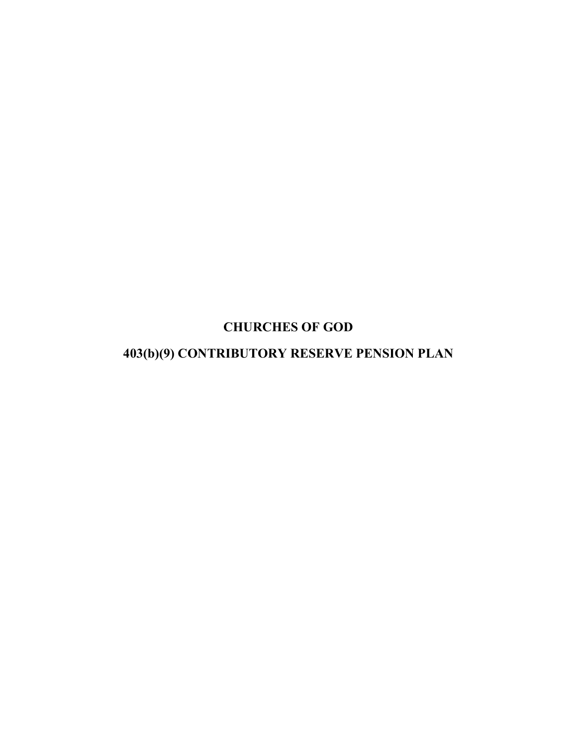# CHURCHES OF GOD

# 403(b)(9) CONTRIBUTORY RESERVE PENSION PLAN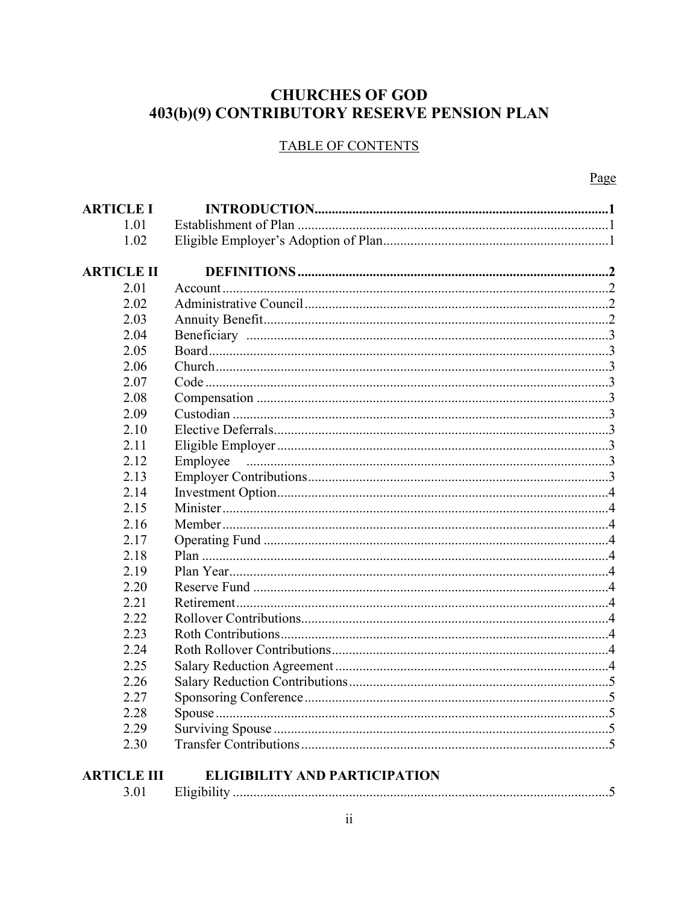# CHURCHES OF GOD
# 403(b)(9) CONTRIBUTORY RESERVE PENSION PLAN

## TABLE OF CONTENTS

| | | Page |
|---|---|---|
| **ARTICLE I** | **INTRODUCTION** | **1** |
| 1.01 | Establishment of Plan | 1 |
| 1.02 | Eligible Employer's Adoption of Plan | 1 |
| **ARTICLE II** | **DEFINITIONS** | **2** |
| 2.01 | Account | 2 |
| 2.02 | Administrative Council | 2 |
| 2.03 | Annuity Benefit | 2 |
| 2.04 | Beneficiary | 3 |
| 2.05 | Board | 3 |
| 2.06 | Church | 3 |
| 2.07 | Code | 3 |
| 2.08 | Compensation | 3 |
| 2.09 | Custodian | 3 |
| 2.10 | Elective Deferrals | 3 |
| 2.11 | Eligible Employer | 3 |
| 2.12 | Employee | 3 |
| 2.13 | Employer Contributions | 3 |
| 2.14 | Investment Option | 4 |
| 2.15 | Minister | 4 |
| 2.16 | Member | 4 |
| 2.17 | Operating Fund | 4 |
| 2.18 | Plan | 4 |
| 2.19 | Plan Year | 4 |
| 2.20 | Reserve Fund | 4 |
| 2.21 | Retirement | 4 |
| 2.22 | Rollover Contributions | 4 |
| 2.23 | Roth Contributions | 4 |
| 2.24 | Roth Rollover Contributions | 4 |
| 2.25 | Salary Reduction Agreement | 4 |
| 2.26 | Salary Reduction Contributions | 5 |
| 2.27 | Sponsoring Conference | 5 |
| 2.28 | Spouse | 5 |
| 2.29 | Surviving Spouse | 5 |
| 2.30 | Transfer Contributions | 5 |
| **ARTICLE III** | **ELIGIBILITY AND PARTICIPATION** | |
| 3.01 | Eligibility | 5 |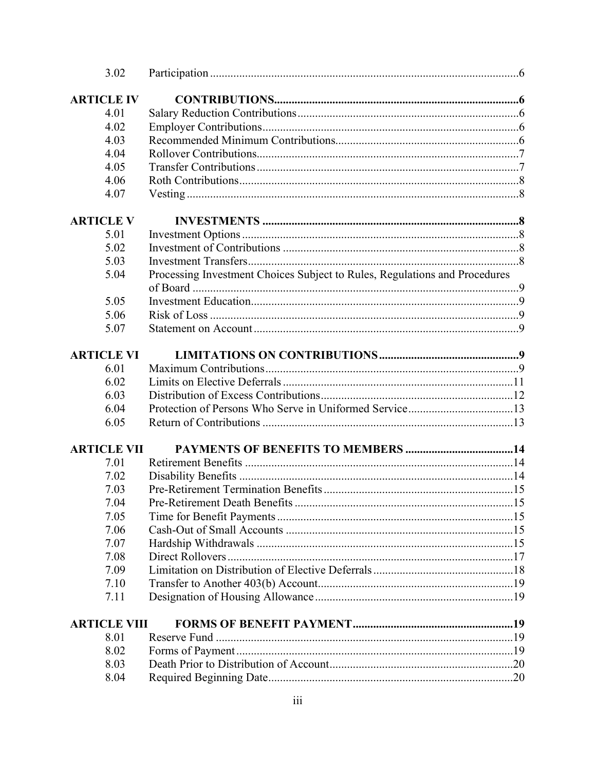| | | |
|---|---|---|
| 3.02 | Participation | 6 |
| **ARTICLE IV** | **CONTRIBUTIONS** | **6** |
| 4.01 | Salary Reduction Contributions | 6 |
| 4.02 | Employer Contributions | 6 |
| 4.03 | Recommended Minimum Contributions | 6 |
| 4.04 | Rollover Contributions | 7 |
| 4.05 | Transfer Contributions | 7 |
| 4.06 | Roth Contributions | 8 |
| 4.07 | Vesting | 8 |
| **ARTICLE V** | **INVESTMENTS** | **8** |
| 5.01 | Investment Options | 8 |
| 5.02 | Investment of Contributions | 8 |
| 5.03 | Investment Transfers | 8 |
| 5.04 | Processing Investment Choices Subject to Rules, Regulations and Procedures of Board | 9 |
| 5.05 | Investment Education | 9 |
| 5.06 | Risk of Loss | 9 |
| 5.07 | Statement on Account | 9 |
| **ARTICLE VI** | **LIMITATIONS ON CONTRIBUTIONS** | **9** |
| 6.01 | Maximum Contributions | 9 |
| 6.02 | Limits on Elective Deferrals | 11 |
| 6.03 | Distribution of Excess Contributions | 12 |
| 6.04 | Protection of Persons Who Serve in Uniformed Service | 13 |
| 6.05 | Return of Contributions | 13 |
| **ARTICLE VII** | **PAYMENTS OF BENEFITS TO MEMBERS** | **14** |
| 7.01 | Retirement Benefits | 14 |
| 7.02 | Disability Benefits | 14 |
| 7.03 | Pre-Retirement Termination Benefits | 15 |
| 7.04 | Pre-Retirement Death Benefits | 15 |
| 7.05 | Time for Benefit Payments | 15 |
| 7.06 | Cash-Out of Small Accounts | 15 |
| 7.07 | Hardship Withdrawals | 15 |
| 7.08 | Direct Rollovers | 17 |
| 7.09 | Limitation on Distribution of Elective Deferrals | 18 |
| 7.10 | Transfer to Another 403(b) Account | 19 |
| 7.11 | Designation of Housing Allowance | 19 |
| **ARTICLE VIII** | **FORMS OF BENEFIT PAYMENT** | **19** |
| 8.01 | Reserve Fund | 19 |
| 8.02 | Forms of Payment | 19 |
| 8.03 | Death Prior to Distribution of Account | 20 |
| 8.04 | Required Beginning Date | 20 |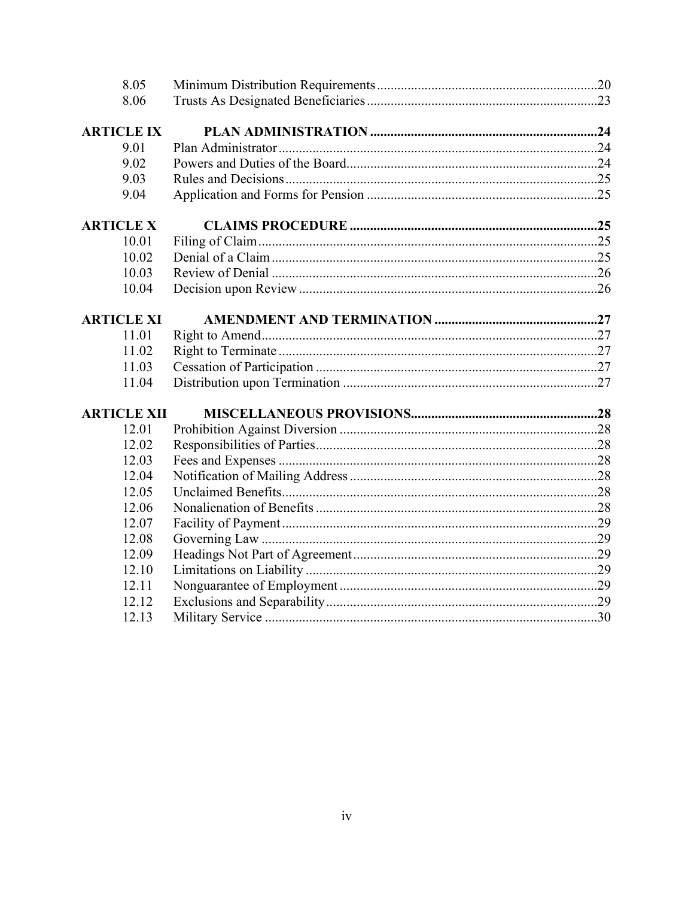| | | |
|---|---|---|
| 8.05 | Minimum Distribution Requirements | 20 |
| 8.06 | Trusts As Designated Beneficiaries | 23 |
| **ARTICLE IX** | **PLAN ADMINISTRATION** | **24** |
| 9.01 | Plan Administrator | 24 |
| 9.02 | Powers and Duties of the Board | 24 |
| 9.03 | Rules and Decisions | 25 |
| 9.04 | Application and Forms for Pension | 25 |
| **ARTICLE X** | **CLAIMS PROCEDURE** | **25** |
| 10.01 | Filing of Claim | 25 |
| 10.02 | Denial of a Claim | 25 |
| 10.03 | Review of Denial | 26 |
| 10.04 | Decision upon Review | 26 |
| **ARTICLE XI** | **AMENDMENT AND TERMINATION** | **27** |
| 11.01 | Right to Amend | 27 |
| 11.02 | Right to Terminate | 27 |
| 11.03 | Cessation of Participation | 27 |
| 11.04 | Distribution upon Termination | 27 |
| **ARTICLE XII** | **MISCELLANEOUS PROVISIONS** | **28** |
| 12.01 | Prohibition Against Diversion | 28 |
| 12.02 | Responsibilities of Parties | 28 |
| 12.03 | Fees and Expenses | 28 |
| 12.04 | Notification of Mailing Address | 28 |
| 12.05 | Unclaimed Benefits | 28 |
| 12.06 | Nonalienation of Benefits | 28 |
| 12.07 | Facility of Payment | 29 |
| 12.08 | Governing Law | 29 |
| 12.09 | Headings Not Part of Agreement | 29 |
| 12.10 | Limitations on Liability | 29 |
| 12.11 | Nonguarantee of Employment | 29 |
| 12.12 | Exclusions and Separability | 29 |
| 12.13 | Military Service | 30 |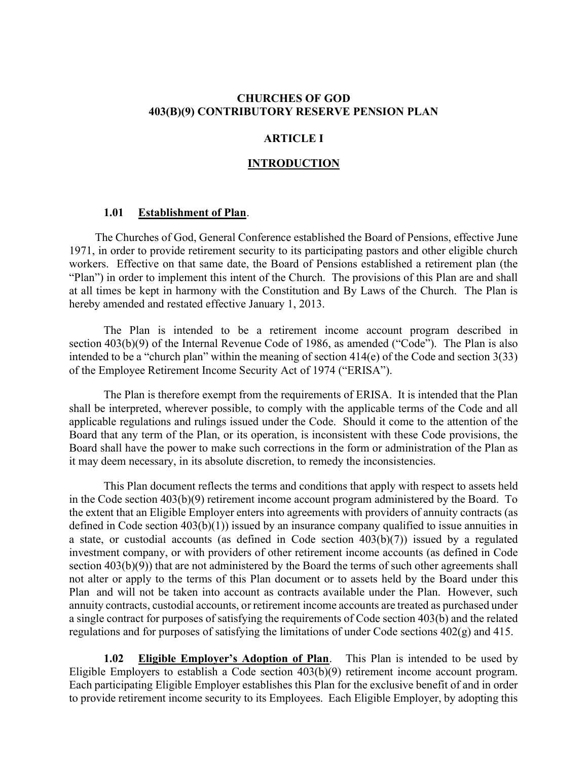# CHURCHES OF GOD
# 403(B)(9) CONTRIBUTORY RESERVE PENSION PLAN

## ARTICLE I

## INTRODUCTION

### 1.01 Establishment of Plan.

The Churches of God, General Conference established the Board of Pensions, effective June 1971, in order to provide retirement security to its participating pastors and other eligible church workers. Effective on that same date, the Board of Pensions established a retirement plan (the "Plan") in order to implement this intent of the Church. The provisions of this Plan are and shall at all times be kept in harmony with the Constitution and By Laws of the Church. The Plan is hereby amended and restated effective January 1, 2013.

The Plan is intended to be a retirement income account program described in section 403(b)(9) of the Internal Revenue Code of 1986, as amended ("Code"). The Plan is also intended to be a "church plan" within the meaning of section 414(e) of the Code and section 3(33) of the Employee Retirement Income Security Act of 1974 ("ERISA").

The Plan is therefore exempt from the requirements of ERISA. It is intended that the Plan shall be interpreted, wherever possible, to comply with the applicable terms of the Code and all applicable regulations and rulings issued under the Code. Should it come to the attention of the Board that any term of the Plan, or its operation, is inconsistent with these Code provisions, the Board shall have the power to make such corrections in the form or administration of the Plan as it may deem necessary, in its absolute discretion, to remedy the inconsistencies.

This Plan document reflects the terms and conditions that apply with respect to assets held in the Code section 403(b)(9) retirement income account program administered by the Board. To the extent that an Eligible Employer enters into agreements with providers of annuity contracts (as defined in Code section 403(b)(1)) issued by an insurance company qualified to issue annuities in a state, or custodial accounts (as defined in Code section 403(b)(7)) issued by a regulated investment company, or with providers of other retirement income accounts (as defined in Code section 403(b)(9)) that are not administered by the Board the terms of such other agreements shall not alter or apply to the terms of this Plan document or to assets held by the Board under this Plan and will not be taken into account as contracts available under the Plan. However, such annuity contracts, custodial accounts, or retirement income accounts are treated as purchased under a single contract for purposes of satisfying the requirements of Code section 403(b) and the related regulations and for purposes of satisfying the limitations of under Code sections 402(g) and 415.

**1.02 Eligible Employer's Adoption of Plan.** This Plan is intended to be used by Eligible Employers to establish a Code section 403(b)(9) retirement income account program. Each participating Eligible Employer establishes this Plan for the exclusive benefit of and in order to provide retirement income security to its Employees. Each Eligible Employer, by adopting this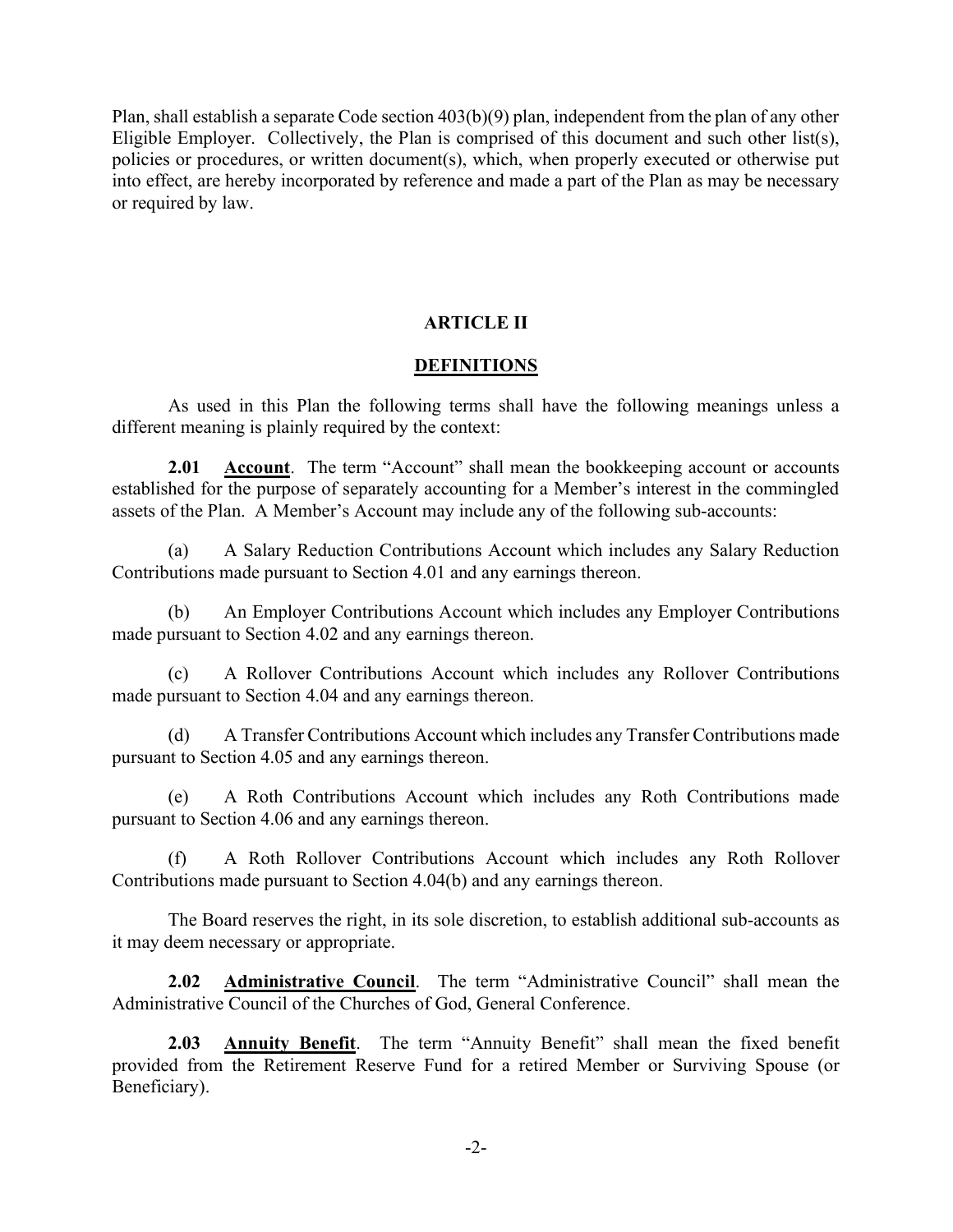Plan, shall establish a separate Code section 403(b)(9) plan, independent from the plan of any other Eligible Employer. Collectively, the Plan is comprised of this document and such other list(s), policies or procedures, or written document(s), which, when properly executed or otherwise put into effect, are hereby incorporated by reference and made a part of the Plan as may be necessary or required by law.

## ARTICLE II

## DEFINITIONS

As used in this Plan the following terms shall have the following meanings unless a different meaning is plainly required by the context:

**2.01 Account**. The term "Account" shall mean the bookkeeping account or accounts established for the purpose of separately accounting for a Member's interest in the commingled assets of the Plan. A Member's Account may include any of the following sub-accounts:

(a) A Salary Reduction Contributions Account which includes any Salary Reduction Contributions made pursuant to Section 4.01 and any earnings thereon.

(b) An Employer Contributions Account which includes any Employer Contributions made pursuant to Section 4.02 and any earnings thereon.

(c) A Rollover Contributions Account which includes any Rollover Contributions made pursuant to Section 4.04 and any earnings thereon.

(d) A Transfer Contributions Account which includes any Transfer Contributions made pursuant to Section 4.05 and any earnings thereon.

(e) A Roth Contributions Account which includes any Roth Contributions made pursuant to Section 4.06 and any earnings thereon.

(f) A Roth Rollover Contributions Account which includes any Roth Rollover Contributions made pursuant to Section 4.04(b) and any earnings thereon.

The Board reserves the right, in its sole discretion, to establish additional sub-accounts as it may deem necessary or appropriate.

**2.02 Administrative Council**. The term "Administrative Council" shall mean the Administrative Council of the Churches of God, General Conference.

**2.03 Annuity Benefit**. The term "Annuity Benefit" shall mean the fixed benefit provided from the Retirement Reserve Fund for a retired Member or Surviving Spouse (or Beneficiary).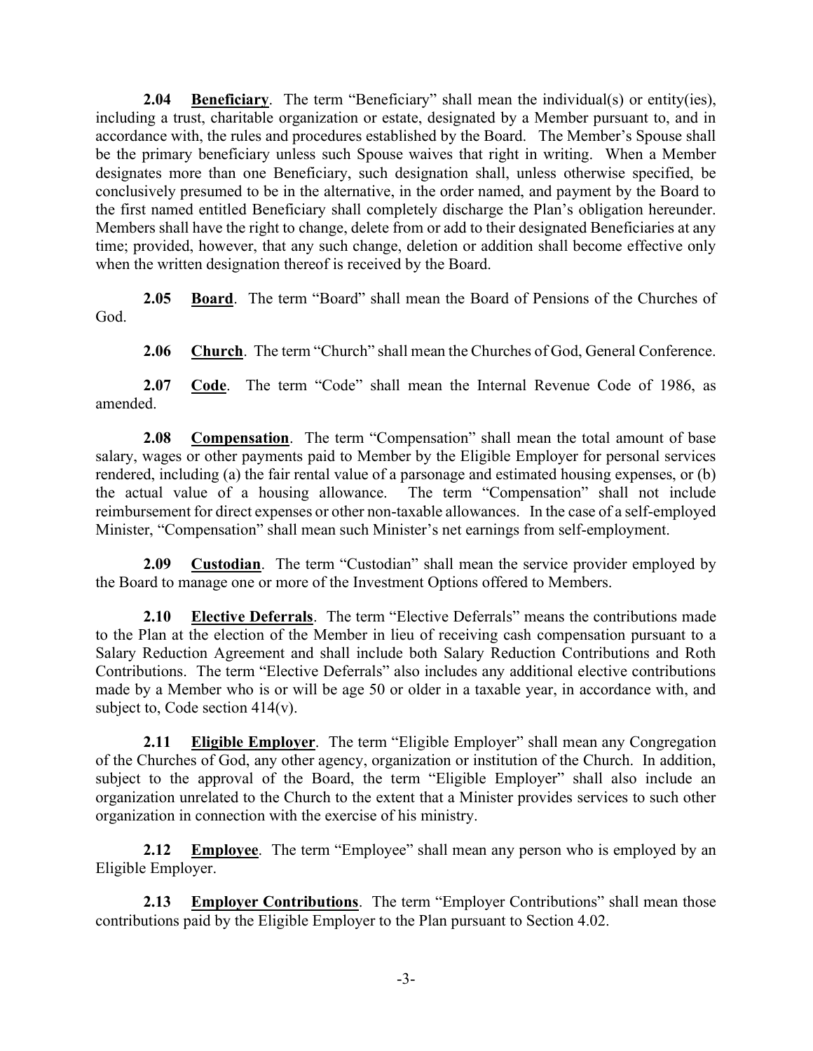**2.04 Beneficiary**. The term "Beneficiary" shall mean the individual(s) or entity(ies), including a trust, charitable organization or estate, designated by a Member pursuant to, and in accordance with, the rules and procedures established by the Board. The Member's Spouse shall be the primary beneficiary unless such Spouse waives that right in writing. When a Member designates more than one Beneficiary, such designation shall, unless otherwise specified, be conclusively presumed to be in the alternative, in the order named, and payment by the Board to the first named entitled Beneficiary shall completely discharge the Plan's obligation hereunder. Members shall have the right to change, delete from or add to their designated Beneficiaries at any time; provided, however, that any such change, deletion or addition shall become effective only when the written designation thereof is received by the Board.

**2.05 Board**. The term "Board" shall mean the Board of Pensions of the Churches of God.

**2.06 Church**. The term "Church" shall mean the Churches of God, General Conference.

**2.07 Code**. The term "Code" shall mean the Internal Revenue Code of 1986, as amended.

**2.08 Compensation**. The term "Compensation" shall mean the total amount of base salary, wages or other payments paid to Member by the Eligible Employer for personal services rendered, including (a) the fair rental value of a parsonage and estimated housing expenses, or (b) the actual value of a housing allowance. The term "Compensation" shall not include reimbursement for direct expenses or other non-taxable allowances. In the case of a self-employed Minister, "Compensation" shall mean such Minister's net earnings from self-employment.

**2.09 Custodian**. The term "Custodian" shall mean the service provider employed by the Board to manage one or more of the Investment Options offered to Members.

**2.10 Elective Deferrals**. The term "Elective Deferrals" means the contributions made to the Plan at the election of the Member in lieu of receiving cash compensation pursuant to a Salary Reduction Agreement and shall include both Salary Reduction Contributions and Roth Contributions. The term "Elective Deferrals" also includes any additional elective contributions made by a Member who is or will be age 50 or older in a taxable year, in accordance with, and subject to, Code section 414(v).

**2.11 Eligible Employer**. The term "Eligible Employer" shall mean any Congregation of the Churches of God, any other agency, organization or institution of the Church. In addition, subject to the approval of the Board, the term "Eligible Employer" shall also include an organization unrelated to the Church to the extent that a Minister provides services to such other organization in connection with the exercise of his ministry.

**2.12 Employee**. The term "Employee" shall mean any person who is employed by an Eligible Employer.

**2.13 Employer Contributions**. The term "Employer Contributions" shall mean those contributions paid by the Eligible Employer to the Plan pursuant to Section 4.02.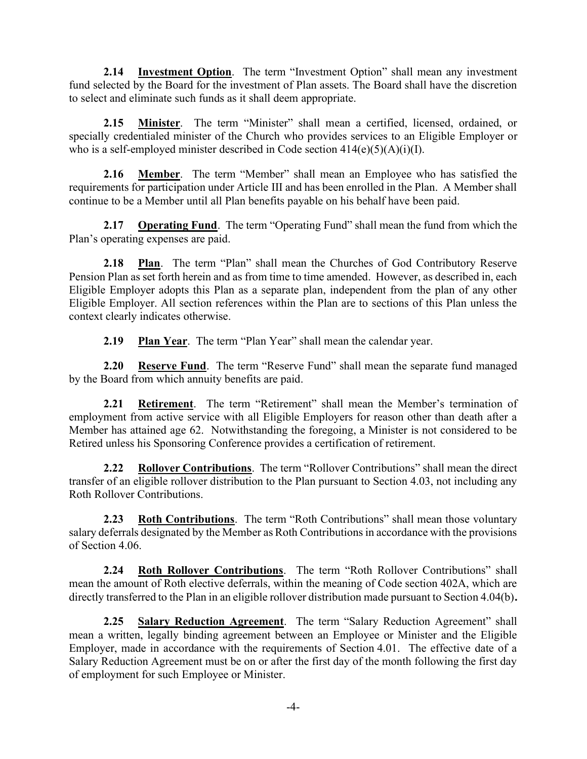**2.14 Investment Option**. The term "Investment Option" shall mean any investment fund selected by the Board for the investment of Plan assets. The Board shall have the discretion to select and eliminate such funds as it shall deem appropriate.

**2.15 Minister**. The term "Minister" shall mean a certified, licensed, ordained, or specially credentialed minister of the Church who provides services to an Eligible Employer or who is a self-employed minister described in Code section 414(e)(5)(A)(i)(I).

**2.16 Member**. The term "Member" shall mean an Employee who has satisfied the requirements for participation under Article III and has been enrolled in the Plan. A Member shall continue to be a Member until all Plan benefits payable on his behalf have been paid.

**2.17 Operating Fund**. The term "Operating Fund" shall mean the fund from which the Plan's operating expenses are paid.

**2.18 Plan**. The term "Plan" shall mean the Churches of God Contributory Reserve Pension Plan as set forth herein and as from time to time amended. However, as described in, each Eligible Employer adopts this Plan as a separate plan, independent from the plan of any other Eligible Employer. All section references within the Plan are to sections of this Plan unless the context clearly indicates otherwise.

**2.19 Plan Year**. The term "Plan Year" shall mean the calendar year.

**2.20 Reserve Fund**. The term "Reserve Fund" shall mean the separate fund managed by the Board from which annuity benefits are paid.

**2.21 Retirement**. The term "Retirement" shall mean the Member's termination of employment from active service with all Eligible Employers for reason other than death after a Member has attained age 62. Notwithstanding the foregoing, a Minister is not considered to be Retired unless his Sponsoring Conference provides a certification of retirement.

**2.22 Rollover Contributions**. The term "Rollover Contributions" shall mean the direct transfer of an eligible rollover distribution to the Plan pursuant to Section 4.03, not including any Roth Rollover Contributions.

**2.23 Roth Contributions**. The term "Roth Contributions" shall mean those voluntary salary deferrals designated by the Member as Roth Contributions in accordance with the provisions of Section 4.06.

**2.24 Roth Rollover Contributions**. The term "Roth Rollover Contributions" shall mean the amount of Roth elective deferrals, within the meaning of Code section 402A, which are directly transferred to the Plan in an eligible rollover distribution made pursuant to Section 4.04(b).

**2.25 Salary Reduction Agreement**. The term "Salary Reduction Agreement" shall mean a written, legally binding agreement between an Employee or Minister and the Eligible Employer, made in accordance with the requirements of Section 4.01. The effective date of a Salary Reduction Agreement must be on or after the first day of the month following the first day of employment for such Employee or Minister.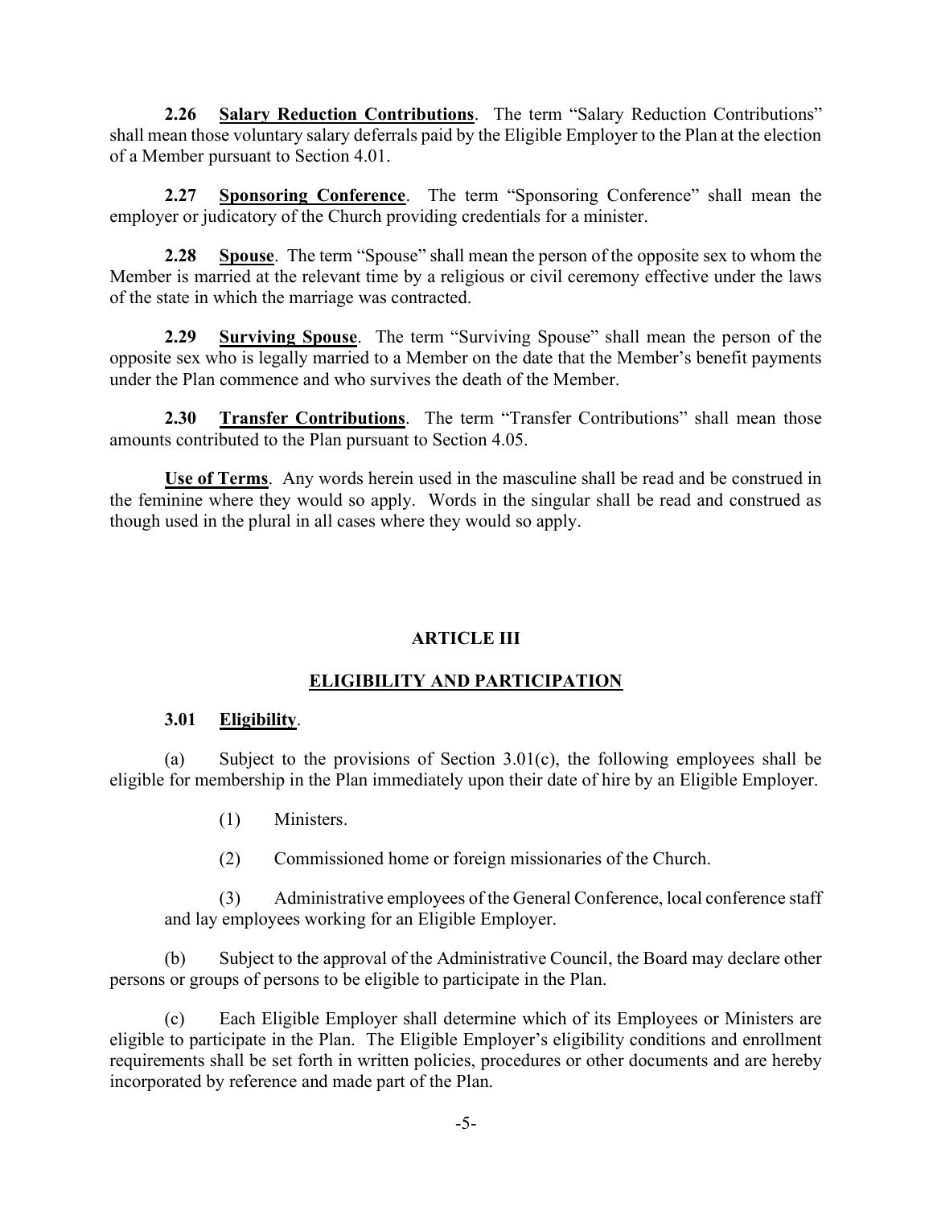**2.26 Salary Reduction Contributions**. The term "Salary Reduction Contributions" shall mean those voluntary salary deferrals paid by the Eligible Employer to the Plan at the election of a Member pursuant to Section 4.01.

**2.27 Sponsoring Conference**. The term "Sponsoring Conference" shall mean the employer or judicatory of the Church providing credentials for a minister.

**2.28 Spouse**. The term "Spouse" shall mean the person of the opposite sex to whom the Member is married at the relevant time by a religious or civil ceremony effective under the laws of the state in which the marriage was contracted.

**2.29 Surviving Spouse**. The term "Surviving Spouse" shall mean the person of the opposite sex who is legally married to a Member on the date that the Member's benefit payments under the Plan commence and who survives the death of the Member.

**2.30 Transfer Contributions**. The term "Transfer Contributions" shall mean those amounts contributed to the Plan pursuant to Section 4.05.

**Use of Terms**. Any words herein used in the masculine shall be read and be construed in the feminine where they would so apply. Words in the singular shall be read and construed as though used in the plural in all cases where they would so apply.

## ARTICLE III

## ELIGIBILITY AND PARTICIPATION

**3.01 Eligibility**.

(a) Subject to the provisions of Section 3.01(c), the following employees shall be eligible for membership in the Plan immediately upon their date of hire by an Eligible Employer.

(1) Ministers.

(2) Commissioned home or foreign missionaries of the Church.

(3) Administrative employees of the General Conference, local conference staff and lay employees working for an Eligible Employer.

(b) Subject to the approval of the Administrative Council, the Board may declare other persons or groups of persons to be eligible to participate in the Plan.

(c) Each Eligible Employer shall determine which of its Employees or Ministers are eligible to participate in the Plan. The Eligible Employer's eligibility conditions and enrollment requirements shall be set forth in written policies, procedures or other documents and are hereby incorporated by reference and made part of the Plan.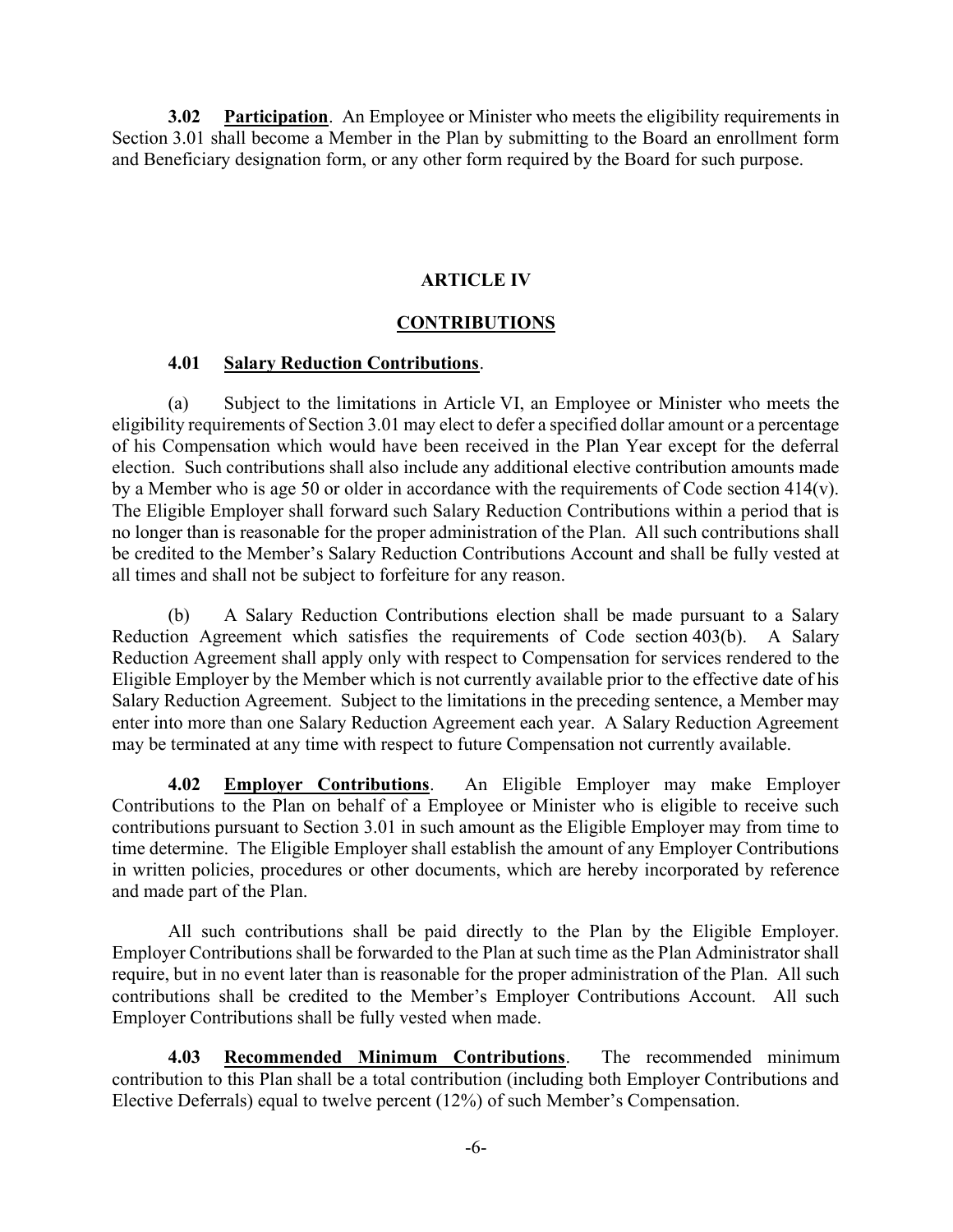**3.02 Participation**. An Employee or Minister who meets the eligibility requirements in Section 3.01 shall become a Member in the Plan by submitting to the Board an enrollment form and Beneficiary designation form, or any other form required by the Board for such purpose.

## ARTICLE IV

## CONTRIBUTIONS

**4.01 Salary Reduction Contributions**.

(a) Subject to the limitations in Article VI, an Employee or Minister who meets the eligibility requirements of Section 3.01 may elect to defer a specified dollar amount or a percentage of his Compensation which would have been received in the Plan Year except for the deferral election. Such contributions shall also include any additional elective contribution amounts made by a Member who is age 50 or older in accordance with the requirements of Code section 414(v). The Eligible Employer shall forward such Salary Reduction Contributions within a period that is no longer than is reasonable for the proper administration of the Plan. All such contributions shall be credited to the Member's Salary Reduction Contributions Account and shall be fully vested at all times and shall not be subject to forfeiture for any reason.

(b) A Salary Reduction Contributions election shall be made pursuant to a Salary Reduction Agreement which satisfies the requirements of Code section 403(b). A Salary Reduction Agreement shall apply only with respect to Compensation for services rendered to the Eligible Employer by the Member which is not currently available prior to the effective date of his Salary Reduction Agreement. Subject to the limitations in the preceding sentence, a Member may enter into more than one Salary Reduction Agreement each year. A Salary Reduction Agreement may be terminated at any time with respect to future Compensation not currently available.

**4.02 Employer Contributions**. An Eligible Employer may make Employer Contributions to the Plan on behalf of a Employee or Minister who is eligible to receive such contributions pursuant to Section 3.01 in such amount as the Eligible Employer may from time to time determine. The Eligible Employer shall establish the amount of any Employer Contributions in written policies, procedures or other documents, which are hereby incorporated by reference and made part of the Plan.

All such contributions shall be paid directly to the Plan by the Eligible Employer. Employer Contributions shall be forwarded to the Plan at such time as the Plan Administrator shall require, but in no event later than is reasonable for the proper administration of the Plan. All such contributions shall be credited to the Member's Employer Contributions Account. All such Employer Contributions shall be fully vested when made.

**4.03 Recommended Minimum Contributions**. The recommended minimum contribution to this Plan shall be a total contribution (including both Employer Contributions and Elective Deferrals) equal to twelve percent (12%) of such Member's Compensation.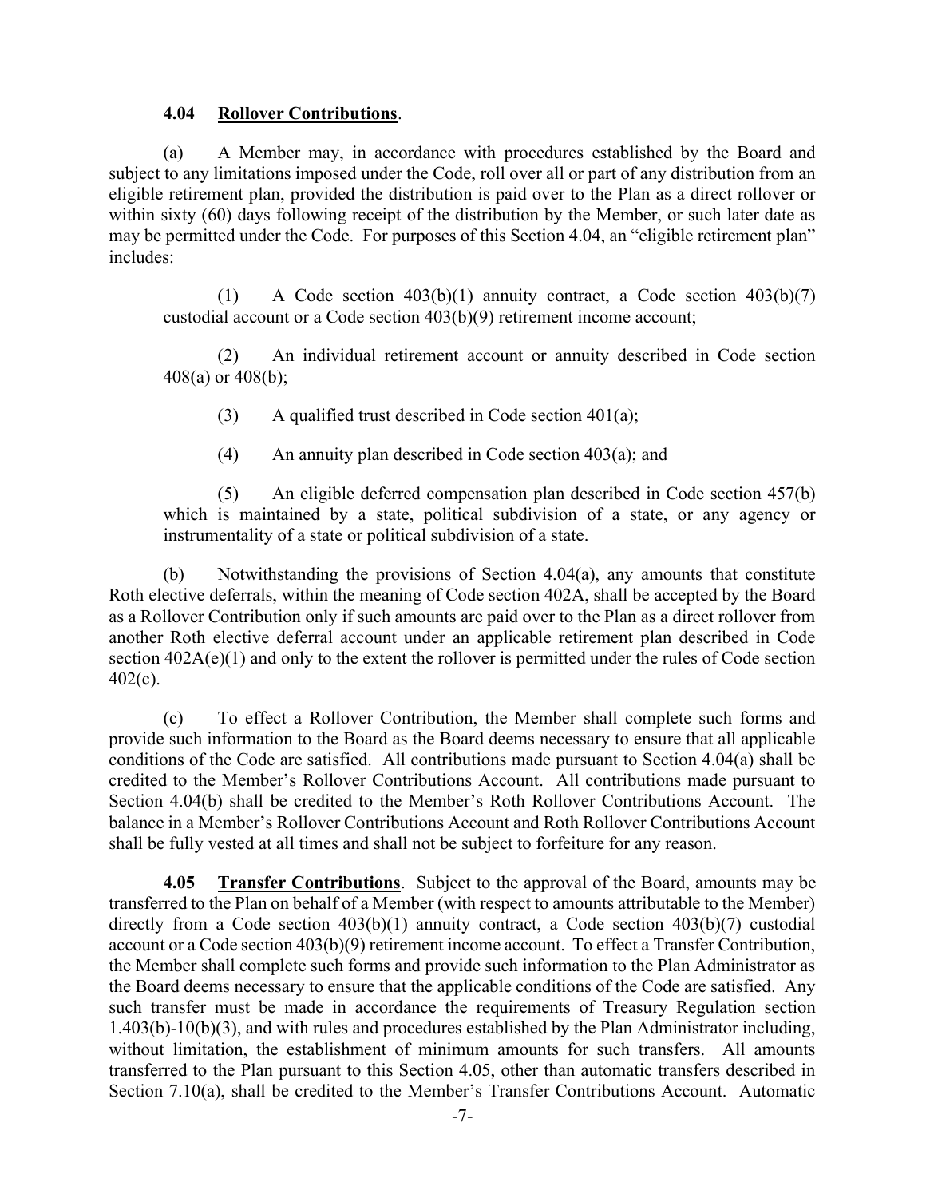**4.04 Rollover Contributions**.

(a) A Member may, in accordance with procedures established by the Board and subject to any limitations imposed under the Code, roll over all or part of any distribution from an eligible retirement plan, provided the distribution is paid over to the Plan as a direct rollover or within sixty (60) days following receipt of the distribution by the Member, or such later date as may be permitted under the Code. For purposes of this Section 4.04, an "eligible retirement plan" includes:

(1) A Code section 403(b)(1) annuity contract, a Code section 403(b)(7) custodial account or a Code section 403(b)(9) retirement income account;

(2) An individual retirement account or annuity described in Code section 408(a) or 408(b);

(3) A qualified trust described in Code section 401(a);

(4) An annuity plan described in Code section 403(a); and

(5) An eligible deferred compensation plan described in Code section 457(b) which is maintained by a state, political subdivision of a state, or any agency or instrumentality of a state or political subdivision of a state.

(b) Notwithstanding the provisions of Section 4.04(a), any amounts that constitute Roth elective deferrals, within the meaning of Code section 402A, shall be accepted by the Board as a Rollover Contribution only if such amounts are paid over to the Plan as a direct rollover from another Roth elective deferral account under an applicable retirement plan described in Code section 402A(e)(1) and only to the extent the rollover is permitted under the rules of Code section 402(c).

(c) To effect a Rollover Contribution, the Member shall complete such forms and provide such information to the Board as the Board deems necessary to ensure that all applicable conditions of the Code are satisfied. All contributions made pursuant to Section 4.04(a) shall be credited to the Member's Rollover Contributions Account. All contributions made pursuant to Section 4.04(b) shall be credited to the Member's Roth Rollover Contributions Account. The balance in a Member's Rollover Contributions Account and Roth Rollover Contributions Account shall be fully vested at all times and shall not be subject to forfeiture for any reason.

**4.05 Transfer Contributions**. Subject to the approval of the Board, amounts may be transferred to the Plan on behalf of a Member (with respect to amounts attributable to the Member) directly from a Code section 403(b)(1) annuity contract, a Code section 403(b)(7) custodial account or a Code section 403(b)(9) retirement income account. To effect a Transfer Contribution, the Member shall complete such forms and provide such information to the Plan Administrator as the Board deems necessary to ensure that the applicable conditions of the Code are satisfied. Any such transfer must be made in accordance the requirements of Treasury Regulation section 1.403(b)-10(b)(3), and with rules and procedures established by the Plan Administrator including, without limitation, the establishment of minimum amounts for such transfers. All amounts transferred to the Plan pursuant to this Section 4.05, other than automatic transfers described in Section 7.10(a), shall be credited to the Member's Transfer Contributions Account. Automatic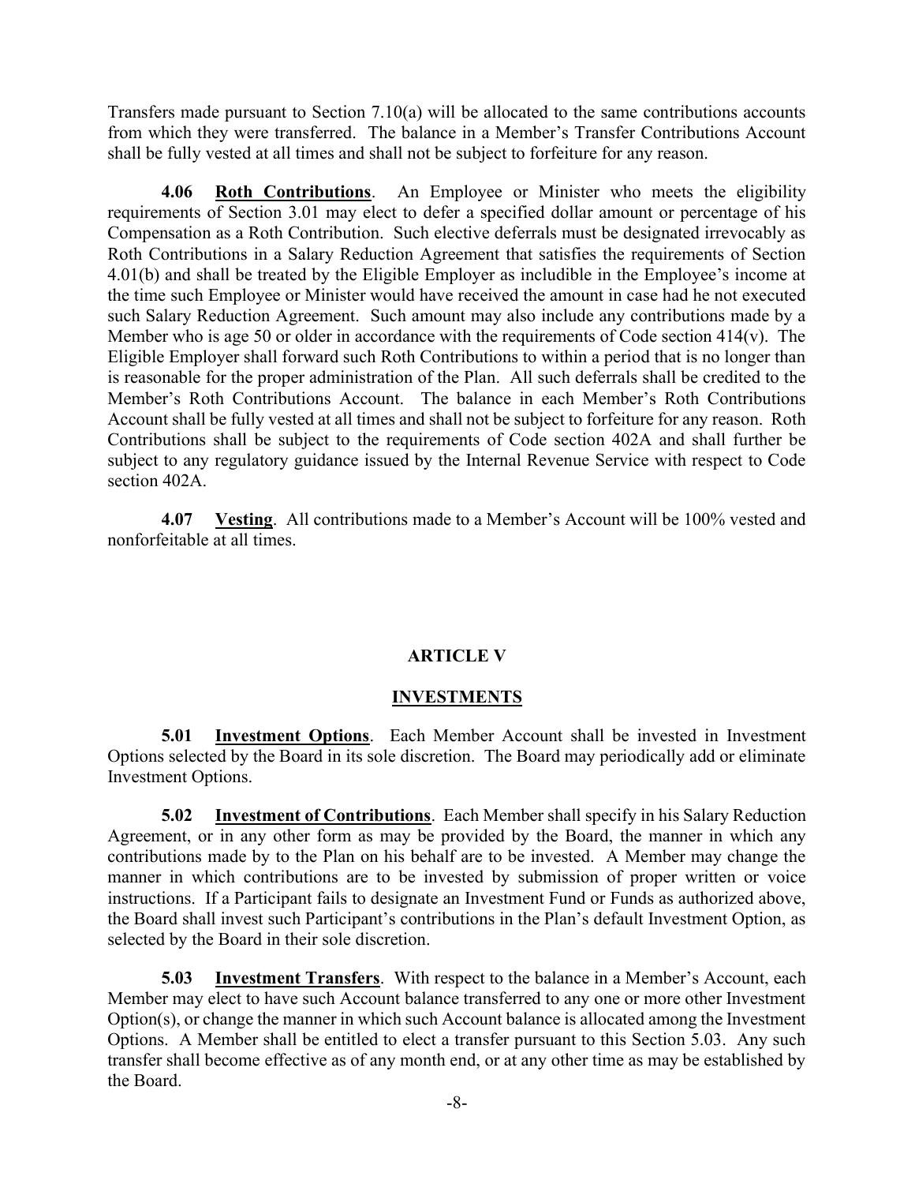Transfers made pursuant to Section 7.10(a) will be allocated to the same contributions accounts from which they were transferred. The balance in a Member's Transfer Contributions Account shall be fully vested at all times and shall not be subject to forfeiture for any reason.

**4.06 <u>Roth Contributions</u>**. An Employee or Minister who meets the eligibility requirements of Section 3.01 may elect to defer a specified dollar amount or percentage of his Compensation as a Roth Contribution. Such elective deferrals must be designated irrevocably as Roth Contributions in a Salary Reduction Agreement that satisfies the requirements of Section 4.01(b) and shall be treated by the Eligible Employer as includible in the Employee's income at the time such Employee or Minister would have received the amount in case had he not executed such Salary Reduction Agreement. Such amount may also include any contributions made by a Member who is age 50 or older in accordance with the requirements of Code section 414(v). The Eligible Employer shall forward such Roth Contributions to within a period that is no longer than is reasonable for the proper administration of the Plan. All such deferrals shall be credited to the Member's Roth Contributions Account. The balance in each Member's Roth Contributions Account shall be fully vested at all times and shall not be subject to forfeiture for any reason. Roth Contributions shall be subject to the requirements of Code section 402A and shall further be subject to any regulatory guidance issued by the Internal Revenue Service with respect to Code section 402A.

**4.07 <u>Vesting</u>**. All contributions made to a Member's Account will be 100% vested and nonforfeitable at all times.

## ARTICLE V

## <u>INVESTMENTS</u>

**5.01 <u>Investment Options</u>**. Each Member Account shall be invested in Investment Options selected by the Board in its sole discretion. The Board may periodically add or eliminate Investment Options.

**5.02 <u>Investment of Contributions</u>**. Each Member shall specify in his Salary Reduction Agreement, or in any other form as may be provided by the Board, the manner in which any contributions made by to the Plan on his behalf are to be invested. A Member may change the manner in which contributions are to be invested by submission of proper written or voice instructions. If a Participant fails to designate an Investment Fund or Funds as authorized above, the Board shall invest such Participant's contributions in the Plan's default Investment Option, as selected by the Board in their sole discretion.

**5.03 <u>Investment Transfers</u>**. With respect to the balance in a Member's Account, each Member may elect to have such Account balance transferred to any one or more other Investment Option(s), or change the manner in which such Account balance is allocated among the Investment Options. A Member shall be entitled to elect a transfer pursuant to this Section 5.03. Any such transfer shall become effective as of any month end, or at any other time as may be established by the Board.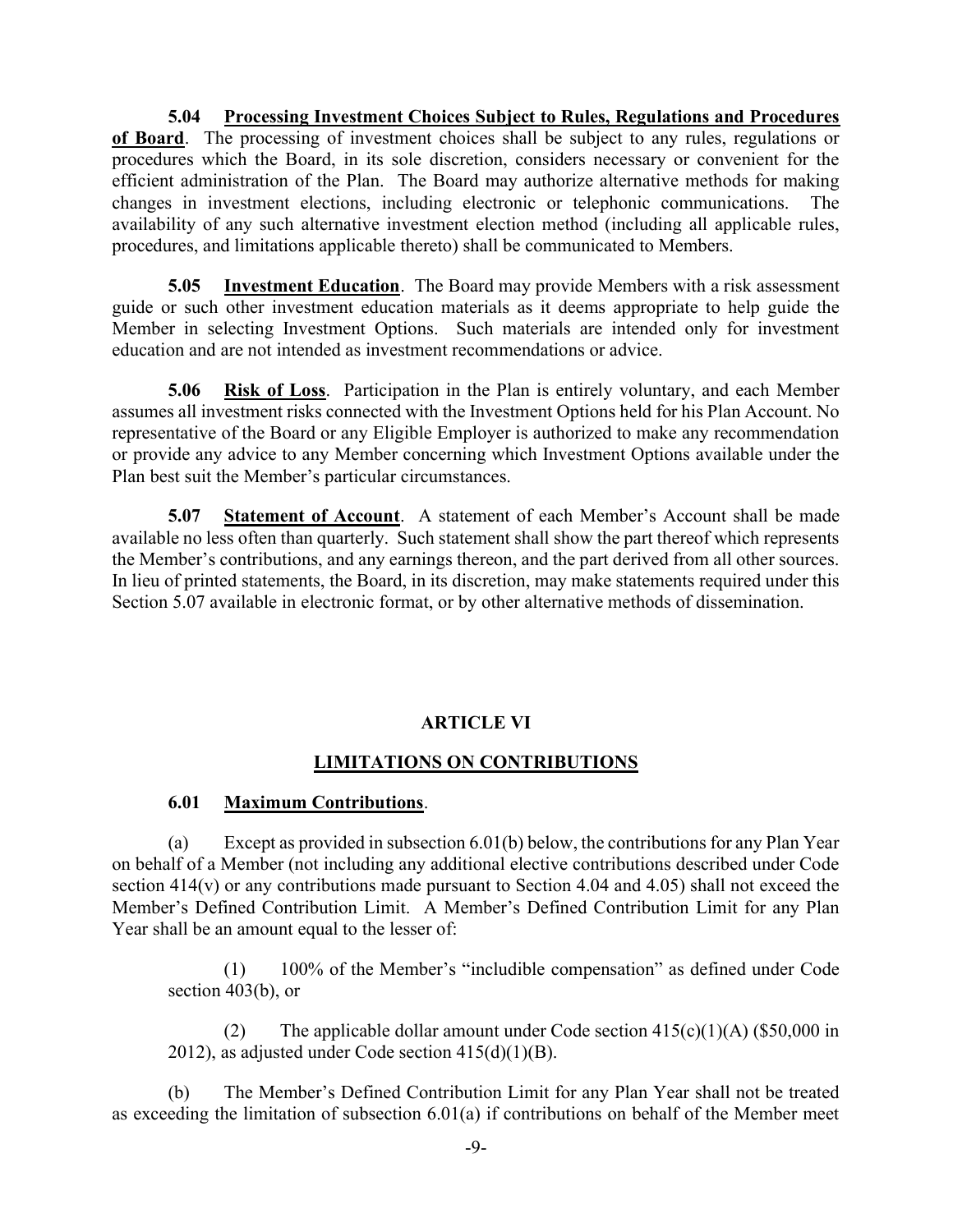**5.04 Processing Investment Choices Subject to Rules, Regulations and Procedures of Board**. The processing of investment choices shall be subject to any rules, regulations or procedures which the Board, in its sole discretion, considers necessary or convenient for the efficient administration of the Plan. The Board may authorize alternative methods for making changes in investment elections, including electronic or telephonic communications. The availability of any such alternative investment election method (including all applicable rules, procedures, and limitations applicable thereto) shall be communicated to Members.

**5.05 Investment Education**. The Board may provide Members with a risk assessment guide or such other investment education materials as it deems appropriate to help guide the Member in selecting Investment Options. Such materials are intended only for investment education and are not intended as investment recommendations or advice.

**5.06 Risk of Loss**. Participation in the Plan is entirely voluntary, and each Member assumes all investment risks connected with the Investment Options held for his Plan Account. No representative of the Board or any Eligible Employer is authorized to make any recommendation or provide any advice to any Member concerning which Investment Options available under the Plan best suit the Member's particular circumstances.

**5.07 Statement of Account**. A statement of each Member's Account shall be made available no less often than quarterly. Such statement shall show the part thereof which represents the Member's contributions, and any earnings thereon, and the part derived from all other sources. In lieu of printed statements, the Board, in its discretion, may make statements required under this Section 5.07 available in electronic format, or by other alternative methods of dissemination.

## ARTICLE VI

## LIMITATIONS ON CONTRIBUTIONS

**6.01 Maximum Contributions**.

(a) Except as provided in subsection 6.01(b) below, the contributions for any Plan Year on behalf of a Member (not including any additional elective contributions described under Code section 414(v) or any contributions made pursuant to Section 4.04 and 4.05) shall not exceed the Member's Defined Contribution Limit. A Member's Defined Contribution Limit for any Plan Year shall be an amount equal to the lesser of:

(1) 100% of the Member's "includible compensation" as defined under Code section 403(b), or

(2) The applicable dollar amount under Code section 415(c)(1)(A) ($50,000 in 2012), as adjusted under Code section 415(d)(1)(B).

(b) The Member's Defined Contribution Limit for any Plan Year shall not be treated as exceeding the limitation of subsection 6.01(a) if contributions on behalf of the Member meet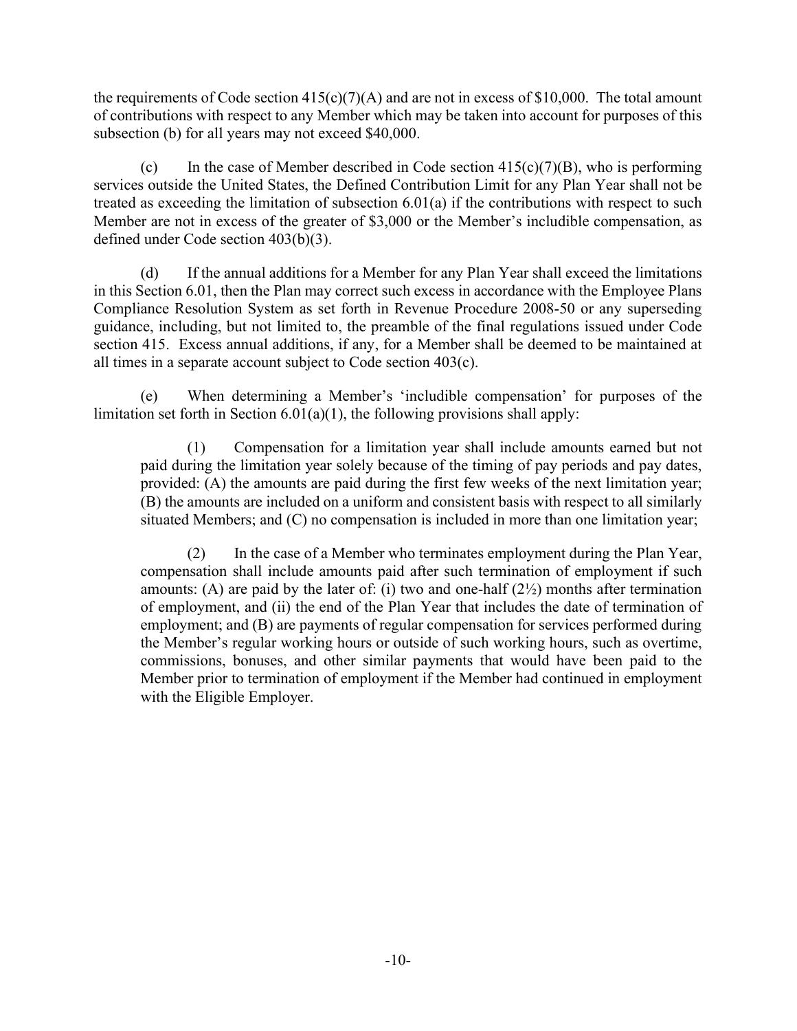the requirements of Code section 415(c)(7)(A) and are not in excess of $10,000. The total amount of contributions with respect to any Member which may be taken into account for purposes of this subsection (b) for all years may not exceed $40,000.

(c) In the case of Member described in Code section 415(c)(7)(B), who is performing services outside the United States, the Defined Contribution Limit for any Plan Year shall not be treated as exceeding the limitation of subsection 6.01(a) if the contributions with respect to such Member are not in excess of the greater of $3,000 or the Member's includible compensation, as defined under Code section 403(b)(3).

(d) If the annual additions for a Member for any Plan Year shall exceed the limitations in this Section 6.01, then the Plan may correct such excess in accordance with the Employee Plans Compliance Resolution System as set forth in Revenue Procedure 2008-50 or any superseding guidance, including, but not limited to, the preamble of the final regulations issued under Code section 415. Excess annual additions, if any, for a Member shall be deemed to be maintained at all times in a separate account subject to Code section 403(c).

(e) When determining a Member's 'includible compensation' for purposes of the limitation set forth in Section 6.01(a)(1), the following provisions shall apply:

(1) Compensation for a limitation year shall include amounts earned but not paid during the limitation year solely because of the timing of pay periods and pay dates, provided: (A) the amounts are paid during the first few weeks of the next limitation year; (B) the amounts are included on a uniform and consistent basis with respect to all similarly situated Members; and (C) no compensation is included in more than one limitation year;

(2) In the case of a Member who terminates employment during the Plan Year, compensation shall include amounts paid after such termination of employment if such amounts: (A) are paid by the later of: (i) two and one-half (2½) months after termination of employment, and (ii) the end of the Plan Year that includes the date of termination of employment; and (B) are payments of regular compensation for services performed during the Member's regular working hours or outside of such working hours, such as overtime, commissions, bonuses, and other similar payments that would have been paid to the Member prior to termination of employment if the Member had continued in employment with the Eligible Employer.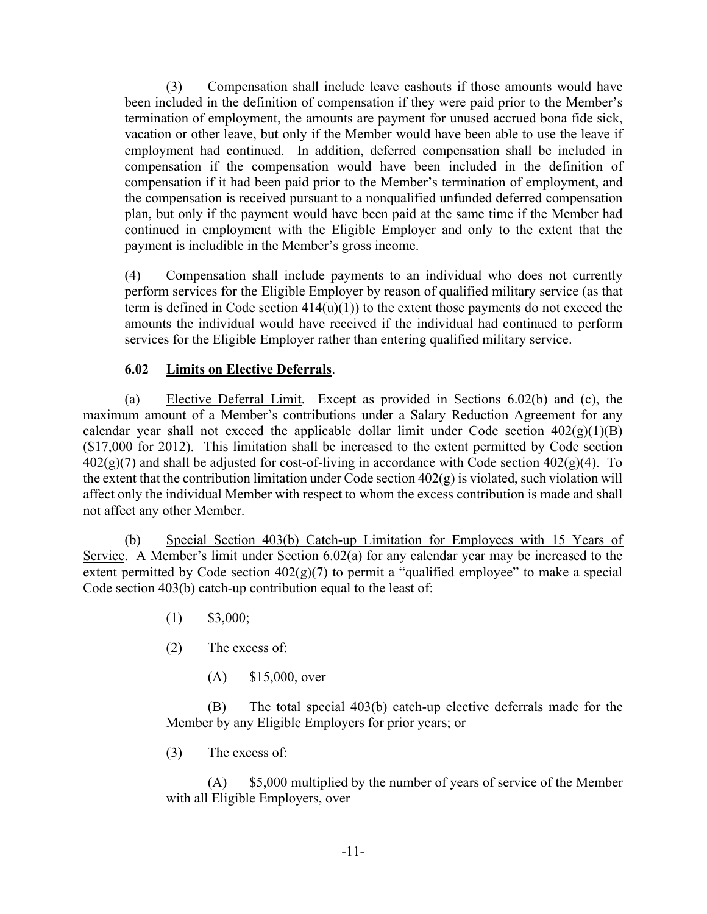(3) Compensation shall include leave cashouts if those amounts would have been included in the definition of compensation if they were paid prior to the Member's termination of employment, the amounts are payment for unused accrued bona fide sick, vacation or other leave, but only if the Member would have been able to use the leave if employment had continued. In addition, deferred compensation shall be included in compensation if the compensation would have been included in the definition of compensation if it had been paid prior to the Member's termination of employment, and the compensation is received pursuant to a nonqualified unfunded deferred compensation plan, but only if the payment would have been paid at the same time if the Member had continued in employment with the Eligible Employer and only to the extent that the payment is includible in the Member's gross income.

(4) Compensation shall include payments to an individual who does not currently perform services for the Eligible Employer by reason of qualified military service (as that term is defined in Code section 414(u)(1)) to the extent those payments do not exceed the amounts the individual would have received if the individual had continued to perform services for the Eligible Employer rather than entering qualified military service.

**6.02 Limits on Elective Deferrals**.

(a) Elective Deferral Limit. Except as provided in Sections 6.02(b) and (c), the maximum amount of a Member's contributions under a Salary Reduction Agreement for any calendar year shall not exceed the applicable dollar limit under Code section 402(g)(1)(B) ($17,000 for 2012). This limitation shall be increased to the extent permitted by Code section 402(g)(7) and shall be adjusted for cost-of-living in accordance with Code section 402(g)(4). To the extent that the contribution limitation under Code section 402(g) is violated, such violation will affect only the individual Member with respect to whom the excess contribution is made and shall not affect any other Member.

(b) Special Section 403(b) Catch-up Limitation for Employees with 15 Years of Service. A Member's limit under Section 6.02(a) for any calendar year may be increased to the extent permitted by Code section 402(g)(7) to permit a "qualified employee" to make a special Code section 403(b) catch-up contribution equal to the least of:

(1) $3,000;

(2) The excess of:

(A) $15,000, over

(B) The total special 403(b) catch-up elective deferrals made for the Member by any Eligible Employers for prior years; or

(3) The excess of:

(A) $5,000 multiplied by the number of years of service of the Member with all Eligible Employers, over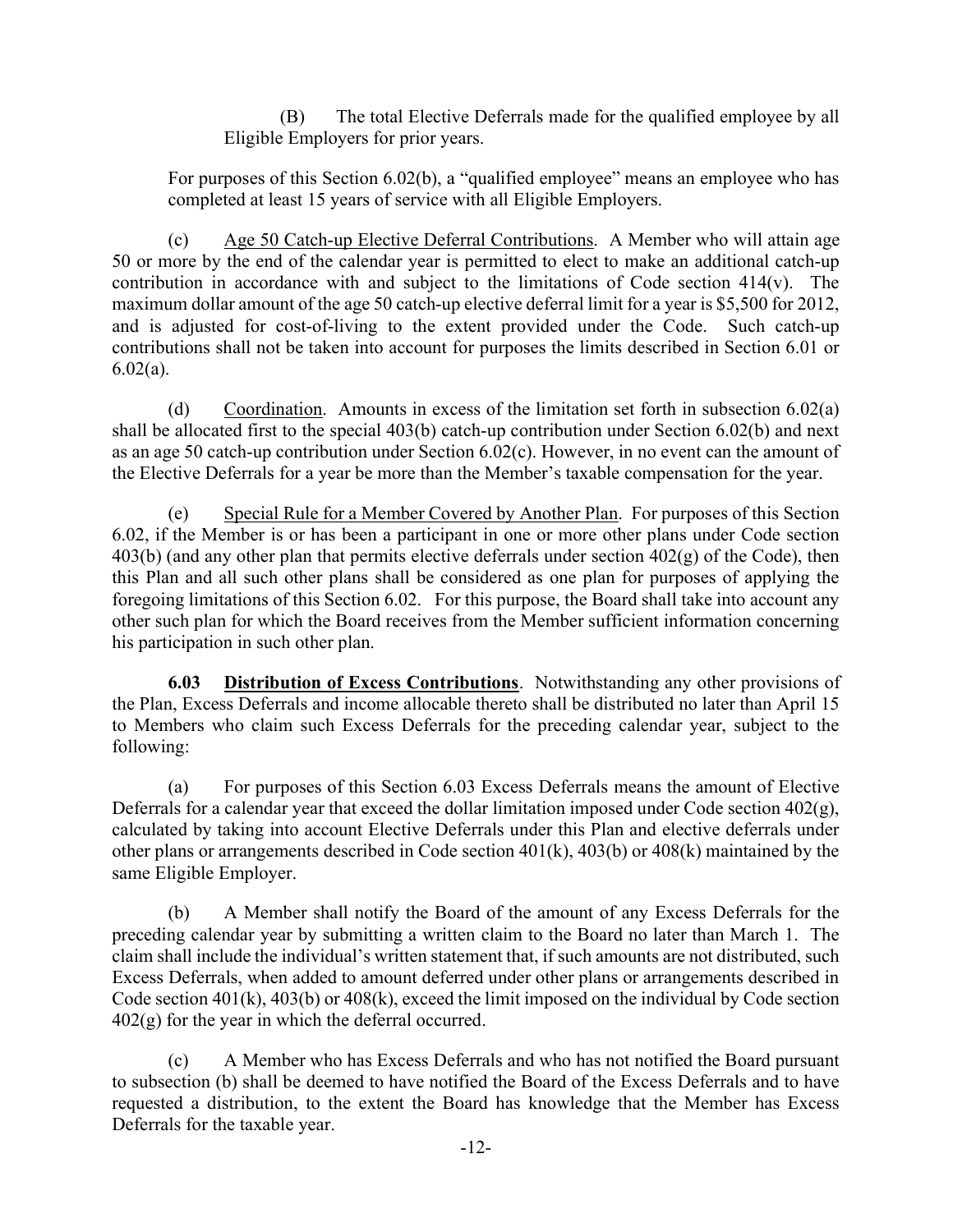(B) The total Elective Deferrals made for the qualified employee by all Eligible Employers for prior years.

For purposes of this Section 6.02(b), a "qualified employee" means an employee who has completed at least 15 years of service with all Eligible Employers.

(c) Age 50 Catch-up Elective Deferral Contributions. A Member who will attain age 50 or more by the end of the calendar year is permitted to elect to make an additional catch-up contribution in accordance with and subject to the limitations of Code section 414(v). The maximum dollar amount of the age 50 catch-up elective deferral limit for a year is $5,500 for 2012, and is adjusted for cost-of-living to the extent provided under the Code. Such catch-up contributions shall not be taken into account for purposes the limits described in Section 6.01 or 6.02(a).

(d) Coordination. Amounts in excess of the limitation set forth in subsection 6.02(a) shall be allocated first to the special 403(b) catch-up contribution under Section 6.02(b) and next as an age 50 catch-up contribution under Section 6.02(c). However, in no event can the amount of the Elective Deferrals for a year be more than the Member's taxable compensation for the year.

(e) Special Rule for a Member Covered by Another Plan. For purposes of this Section 6.02, if the Member is or has been a participant in one or more other plans under Code section 403(b) (and any other plan that permits elective deferrals under section 402(g) of the Code), then this Plan and all such other plans shall be considered as one plan for purposes of applying the foregoing limitations of this Section 6.02. For this purpose, the Board shall take into account any other such plan for which the Board receives from the Member sufficient information concerning his participation in such other plan.

**6.03 Distribution of Excess Contributions**. Notwithstanding any other provisions of the Plan, Excess Deferrals and income allocable thereto shall be distributed no later than April 15 to Members who claim such Excess Deferrals for the preceding calendar year, subject to the following:

(a) For purposes of this Section 6.03 Excess Deferrals means the amount of Elective Deferrals for a calendar year that exceed the dollar limitation imposed under Code section 402(g), calculated by taking into account Elective Deferrals under this Plan and elective deferrals under other plans or arrangements described in Code section 401(k), 403(b) or 408(k) maintained by the same Eligible Employer.

(b) A Member shall notify the Board of the amount of any Excess Deferrals for the preceding calendar year by submitting a written claim to the Board no later than March 1. The claim shall include the individual's written statement that, if such amounts are not distributed, such Excess Deferrals, when added to amount deferred under other plans or arrangements described in Code section 401(k), 403(b) or 408(k), exceed the limit imposed on the individual by Code section 402(g) for the year in which the deferral occurred.

(c) A Member who has Excess Deferrals and who has not notified the Board pursuant to subsection (b) shall be deemed to have notified the Board of the Excess Deferrals and to have requested a distribution, to the extent the Board has knowledge that the Member has Excess Deferrals for the taxable year.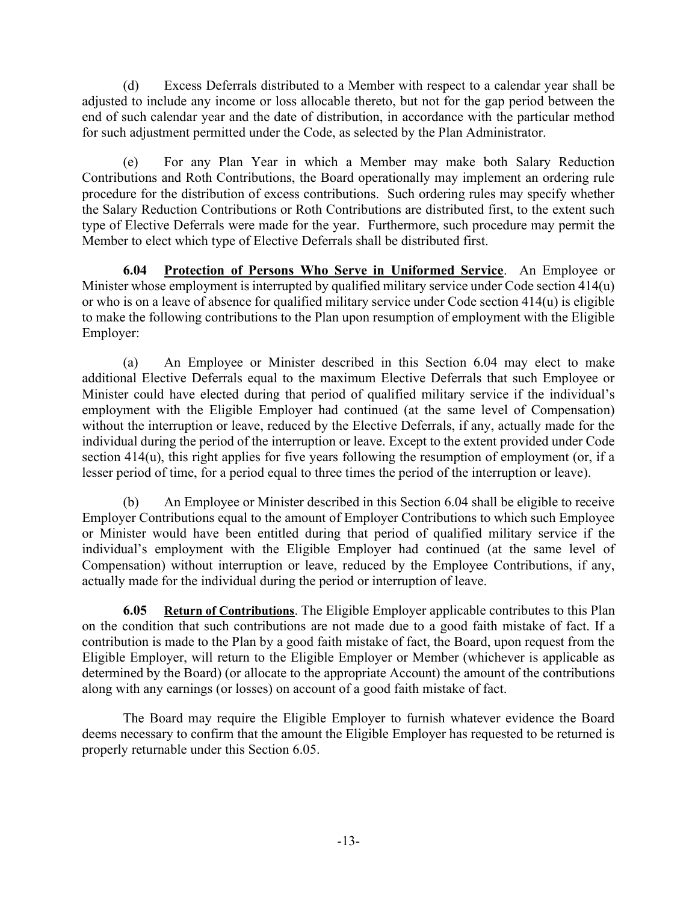(d) Excess Deferrals distributed to a Member with respect to a calendar year shall be adjusted to include any income or loss allocable thereto, but not for the gap period between the end of such calendar year and the date of distribution, in accordance with the particular method for such adjustment permitted under the Code, as selected by the Plan Administrator.

(e) For any Plan Year in which a Member may make both Salary Reduction Contributions and Roth Contributions, the Board operationally may implement an ordering rule procedure for the distribution of excess contributions. Such ordering rules may specify whether the Salary Reduction Contributions or Roth Contributions are distributed first, to the extent such type of Elective Deferrals were made for the year. Furthermore, such procedure may permit the Member to elect which type of Elective Deferrals shall be distributed first.

**6.04 Protection of Persons Who Serve in Uniformed Service**. An Employee or Minister whose employment is interrupted by qualified military service under Code section 414(u) or who is on a leave of absence for qualified military service under Code section 414(u) is eligible to make the following contributions to the Plan upon resumption of employment with the Eligible Employer:

(a) An Employee or Minister described in this Section 6.04 may elect to make additional Elective Deferrals equal to the maximum Elective Deferrals that such Employee or Minister could have elected during that period of qualified military service if the individual's employment with the Eligible Employer had continued (at the same level of Compensation) without the interruption or leave, reduced by the Elective Deferrals, if any, actually made for the individual during the period of the interruption or leave. Except to the extent provided under Code section 414(u), this right applies for five years following the resumption of employment (or, if a lesser period of time, for a period equal to three times the period of the interruption or leave).

(b) An Employee or Minister described in this Section 6.04 shall be eligible to receive Employer Contributions equal to the amount of Employer Contributions to which such Employee or Minister would have been entitled during that period of qualified military service if the individual's employment with the Eligible Employer had continued (at the same level of Compensation) without interruption or leave, reduced by the Employee Contributions, if any, actually made for the individual during the period or interruption of leave.

**6.05 Return of Contributions**. The Eligible Employer applicable contributes to this Plan on the condition that such contributions are not made due to a good faith mistake of fact. If a contribution is made to the Plan by a good faith mistake of fact, the Board, upon request from the Eligible Employer, will return to the Eligible Employer or Member (whichever is applicable as determined by the Board) (or allocate to the appropriate Account) the amount of the contributions along with any earnings (or losses) on account of a good faith mistake of fact.

The Board may require the Eligible Employer to furnish whatever evidence the Board deems necessary to confirm that the amount the Eligible Employer has requested to be returned is properly returnable under this Section 6.05.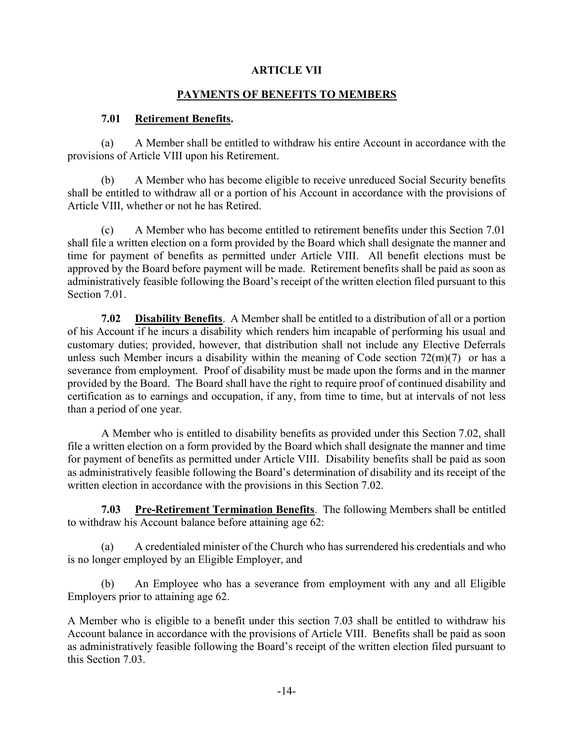# ARTICLE VII

## PAYMENTS OF BENEFITS TO MEMBERS

### 7.01 Retirement Benefits.

(a) A Member shall be entitled to withdraw his entire Account in accordance with the provisions of Article VIII upon his Retirement.

(b) A Member who has become eligible to receive unreduced Social Security benefits shall be entitled to withdraw all or a portion of his Account in accordance with the provisions of Article VIII, whether or not he has Retired.

(c) A Member who has become entitled to retirement benefits under this Section 7.01 shall file a written election on a form provided by the Board which shall designate the manner and time for payment of benefits as permitted under Article VIII. All benefit elections must be approved by the Board before payment will be made. Retirement benefits shall be paid as soon as administratively feasible following the Board's receipt of the written election filed pursuant to this Section 7.01.

**7.02 Disability Benefits**. A Member shall be entitled to a distribution of all or a portion of his Account if he incurs a disability which renders him incapable of performing his usual and customary duties; provided, however, that distribution shall not include any Elective Deferrals unless such Member incurs a disability within the meaning of Code section 72(m)(7) or has a severance from employment. Proof of disability must be made upon the forms and in the manner provided by the Board. The Board shall have the right to require proof of continued disability and certification as to earnings and occupation, if any, from time to time, but at intervals of not less than a period of one year.

A Member who is entitled to disability benefits as provided under this Section 7.02, shall file a written election on a form provided by the Board which shall designate the manner and time for payment of benefits as permitted under Article VIII. Disability benefits shall be paid as soon as administratively feasible following the Board's determination of disability and its receipt of the written election in accordance with the provisions in this Section 7.02.

**7.03 Pre-Retirement Termination Benefits**. The following Members shall be entitled to withdraw his Account balance before attaining age 62:

(a) A credentialed minister of the Church who has surrendered his credentials and who is no longer employed by an Eligible Employer, and

(b) An Employee who has a severance from employment with any and all Eligible Employers prior to attaining age 62.

A Member who is eligible to a benefit under this section 7.03 shall be entitled to withdraw his Account balance in accordance with the provisions of Article VIII. Benefits shall be paid as soon as administratively feasible following the Board's receipt of the written election filed pursuant to this Section 7.03.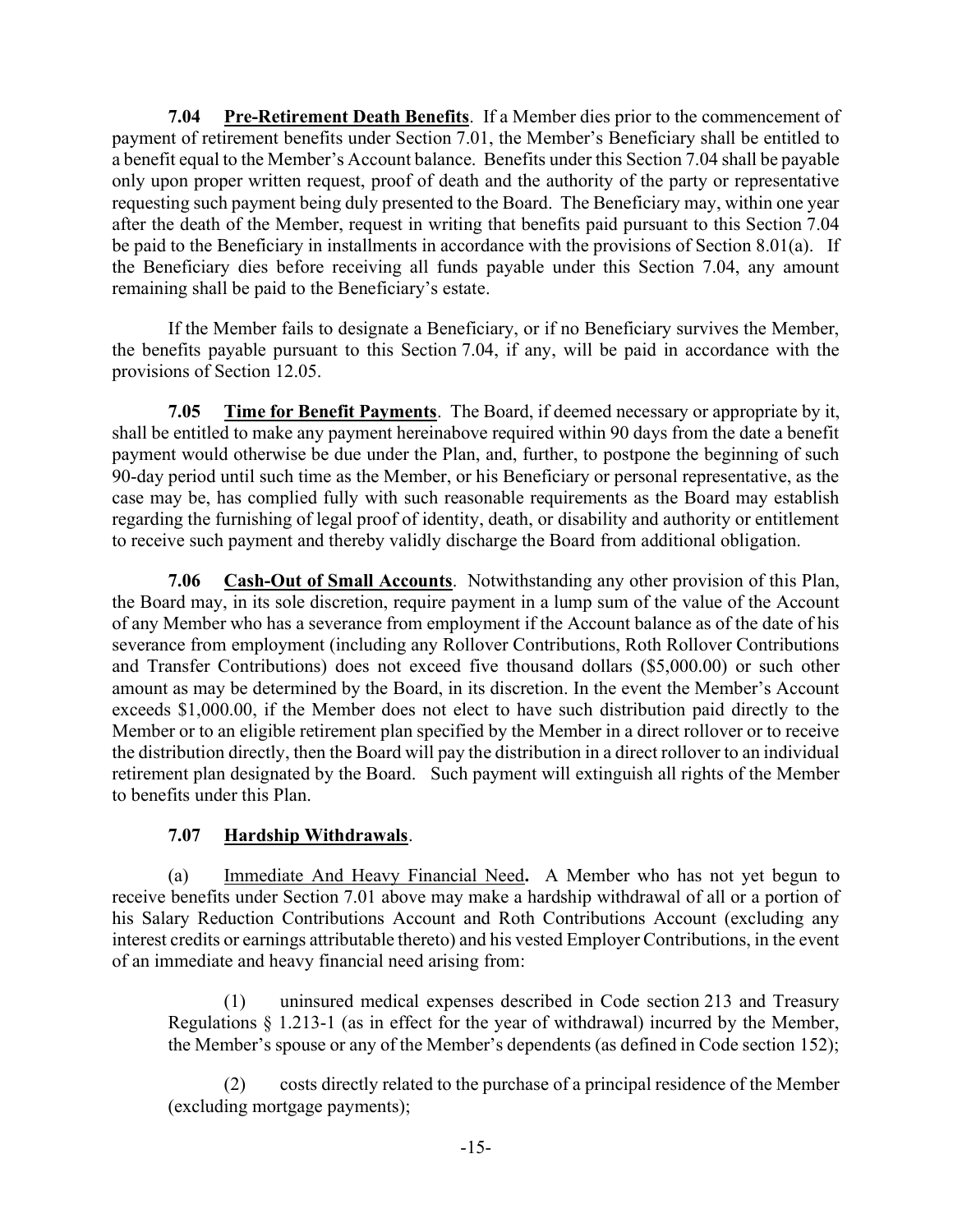**7.04 Pre-Retirement Death Benefits**. If a Member dies prior to the commencement of payment of retirement benefits under Section 7.01, the Member's Beneficiary shall be entitled to a benefit equal to the Member's Account balance. Benefits under this Section 7.04 shall be payable only upon proper written request, proof of death and the authority of the party or representative requesting such payment being duly presented to the Board. The Beneficiary may, within one year after the death of the Member, request in writing that benefits paid pursuant to this Section 7.04 be paid to the Beneficiary in installments in accordance with the provisions of Section 8.01(a). If the Beneficiary dies before receiving all funds payable under this Section 7.04, any amount remaining shall be paid to the Beneficiary's estate.

If the Member fails to designate a Beneficiary, or if no Beneficiary survives the Member, the benefits payable pursuant to this Section 7.04, if any, will be paid in accordance with the provisions of Section 12.05.

**7.05 Time for Benefit Payments**. The Board, if deemed necessary or appropriate by it, shall be entitled to make any payment hereinabove required within 90 days from the date a benefit payment would otherwise be due under the Plan, and, further, to postpone the beginning of such 90-day period until such time as the Member, or his Beneficiary or personal representative, as the case may be, has complied fully with such reasonable requirements as the Board may establish regarding the furnishing of legal proof of identity, death, or disability and authority or entitlement to receive such payment and thereby validly discharge the Board from additional obligation.

**7.06 Cash-Out of Small Accounts**. Notwithstanding any other provision of this Plan, the Board may, in its sole discretion, require payment in a lump sum of the value of the Account of any Member who has a severance from employment if the Account balance as of the date of his severance from employment (including any Rollover Contributions, Roth Rollover Contributions and Transfer Contributions) does not exceed five thousand dollars ($5,000.00) or such other amount as may be determined by the Board, in its discretion. In the event the Member's Account exceeds $1,000.00, if the Member does not elect to have such distribution paid directly to the Member or to an eligible retirement plan specified by the Member in a direct rollover or to receive the distribution directly, then the Board will pay the distribution in a direct rollover to an individual retirement plan designated by the Board. Such payment will extinguish all rights of the Member to benefits under this Plan.

**7.07 Hardship Withdrawals**.

(a) Immediate And Heavy Financial Need**.** A Member who has not yet begun to receive benefits under Section 7.01 above may make a hardship withdrawal of all or a portion of his Salary Reduction Contributions Account and Roth Contributions Account (excluding any interest credits or earnings attributable thereto) and his vested Employer Contributions, in the event of an immediate and heavy financial need arising from:

(1) uninsured medical expenses described in Code section 213 and Treasury Regulations § 1.213-1 (as in effect for the year of withdrawal) incurred by the Member, the Member's spouse or any of the Member's dependents (as defined in Code section 152);

(2) costs directly related to the purchase of a principal residence of the Member (excluding mortgage payments);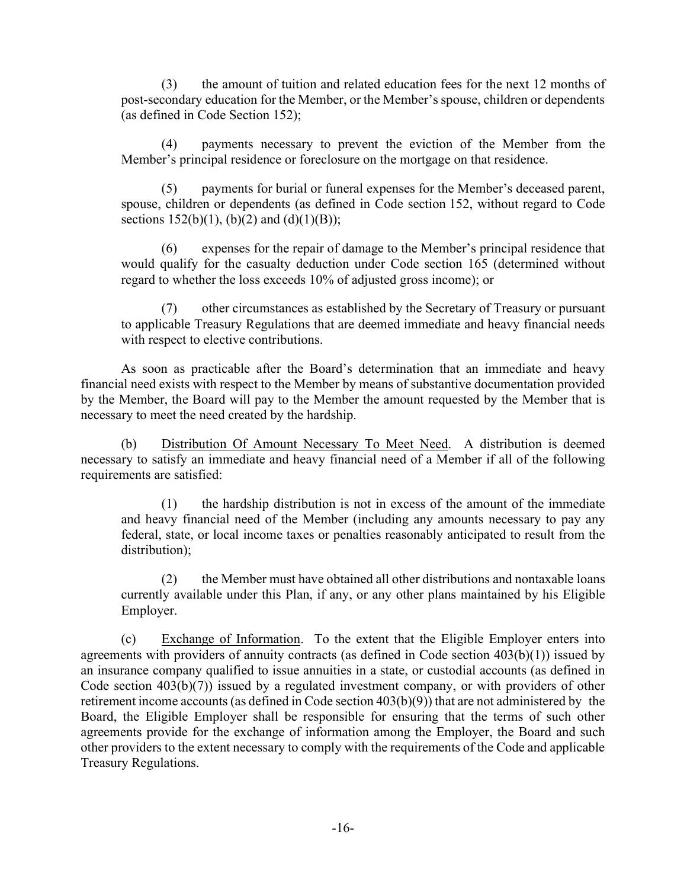(3) the amount of tuition and related education fees for the next 12 months of post-secondary education for the Member, or the Member's spouse, children or dependents (as defined in Code Section 152);

(4) payments necessary to prevent the eviction of the Member from the Member's principal residence or foreclosure on the mortgage on that residence.

(5) payments for burial or funeral expenses for the Member's deceased parent, spouse, children or dependents (as defined in Code section 152, without regard to Code sections 152(b)(1), (b)(2) and (d)(1)(B));

(6) expenses for the repair of damage to the Member's principal residence that would qualify for the casualty deduction under Code section 165 (determined without regard to whether the loss exceeds 10% of adjusted gross income); or

(7) other circumstances as established by the Secretary of Treasury or pursuant to applicable Treasury Regulations that are deemed immediate and heavy financial needs with respect to elective contributions.

As soon as practicable after the Board's determination that an immediate and heavy financial need exists with respect to the Member by means of substantive documentation provided by the Member, the Board will pay to the Member the amount requested by the Member that is necessary to meet the need created by the hardship.

(b) Distribution Of Amount Necessary To Meet Need. A distribution is deemed necessary to satisfy an immediate and heavy financial need of a Member if all of the following requirements are satisfied:

(1) the hardship distribution is not in excess of the amount of the immediate and heavy financial need of the Member (including any amounts necessary to pay any federal, state, or local income taxes or penalties reasonably anticipated to result from the distribution);

(2) the Member must have obtained all other distributions and nontaxable loans currently available under this Plan, if any, or any other plans maintained by his Eligible Employer.

(c) Exchange of Information. To the extent that the Eligible Employer enters into agreements with providers of annuity contracts (as defined in Code section 403(b)(1)) issued by an insurance company qualified to issue annuities in a state, or custodial accounts (as defined in Code section 403(b)(7)) issued by a regulated investment company, or with providers of other retirement income accounts (as defined in Code section 403(b)(9)) that are not administered by the Board, the Eligible Employer shall be responsible for ensuring that the terms of such other agreements provide for the exchange of information among the Employer, the Board and such other providers to the extent necessary to comply with the requirements of the Code and applicable Treasury Regulations.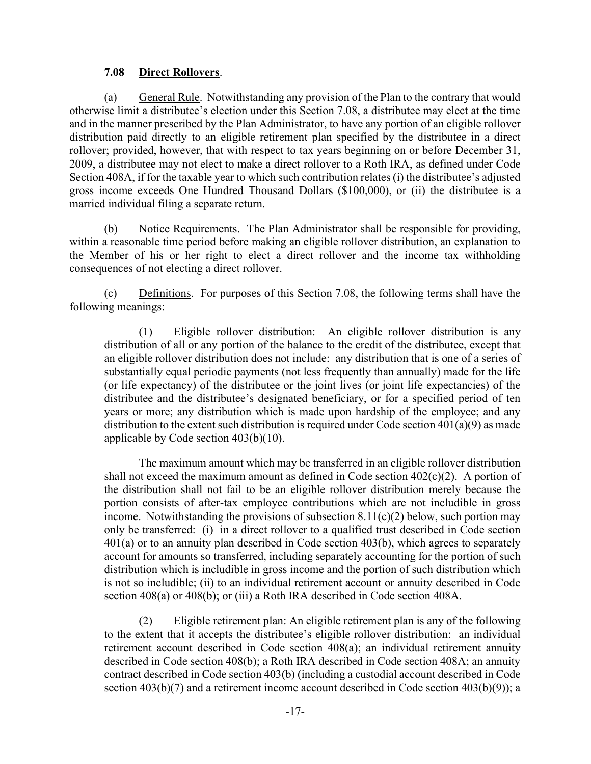### 7.08 <u>Direct Rollovers</u>.

(a) <u>General Rule</u>. Notwithstanding any provision of the Plan to the contrary that would otherwise limit a distributee's election under this Section 7.08, a distributee may elect at the time and in the manner prescribed by the Plan Administrator, to have any portion of an eligible rollover distribution paid directly to an eligible retirement plan specified by the distributee in a direct rollover; provided, however, that with respect to tax years beginning on or before December 31, 2009, a distributee may not elect to make a direct rollover to a Roth IRA, as defined under Code Section 408A, if for the taxable year to which such contribution relates (i) the distributee's adjusted gross income exceeds One Hundred Thousand Dollars ($100,000), or (ii) the distributee is a married individual filing a separate return.

(b) <u>Notice Requirements</u>. The Plan Administrator shall be responsible for providing, within a reasonable time period before making an eligible rollover distribution, an explanation to the Member of his or her right to elect a direct rollover and the income tax withholding consequences of not electing a direct rollover.

(c) <u>Definitions</u>. For purposes of this Section 7.08, the following terms shall have the following meanings:

(1) <u>Eligible rollover distribution</u>: An eligible rollover distribution is any distribution of all or any portion of the balance to the credit of the distributee, except that an eligible rollover distribution does not include: any distribution that is one of a series of substantially equal periodic payments (not less frequently than annually) made for the life (or life expectancy) of the distributee or the joint lives (or joint life expectancies) of the distributee and the distributee's designated beneficiary, or for a specified period of ten years or more; any distribution which is made upon hardship of the employee; and any distribution to the extent such distribution is required under Code section 401(a)(9) as made applicable by Code section 403(b)(10).

The maximum amount which may be transferred in an eligible rollover distribution shall not exceed the maximum amount as defined in Code section 402(c)(2). A portion of the distribution shall not fail to be an eligible rollover distribution merely because the portion consists of after-tax employee contributions which are not includible in gross income. Notwithstanding the provisions of subsection 8.11(c)(2) below, such portion may only be transferred: (i) in a direct rollover to a qualified trust described in Code section 401(a) or to an annuity plan described in Code section 403(b), which agrees to separately account for amounts so transferred, including separately accounting for the portion of such distribution which is includible in gross income and the portion of such distribution which is not so includible; (ii) to an individual retirement account or annuity described in Code section 408(a) or 408(b); or (iii) a Roth IRA described in Code section 408A.

(2) <u>Eligible retirement plan</u>: An eligible retirement plan is any of the following to the extent that it accepts the distributee's eligible rollover distribution: an individual retirement account described in Code section 408(a); an individual retirement annuity described in Code section 408(b); a Roth IRA described in Code section 408A; an annuity contract described in Code section 403(b) (including a custodial account described in Code section 403(b)(7) and a retirement income account described in Code section 403(b)(9)); a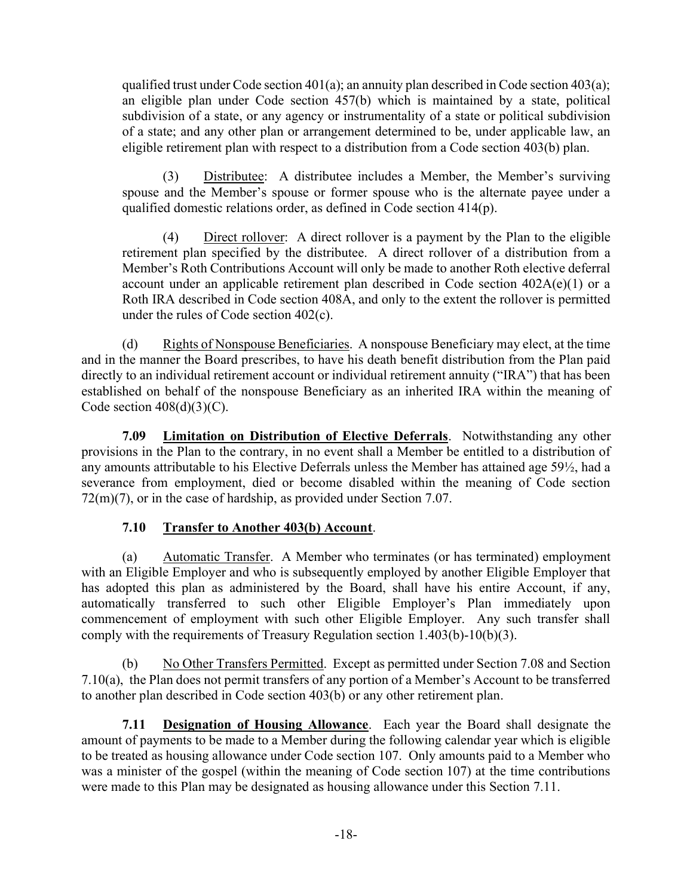qualified trust under Code section 401(a); an annuity plan described in Code section 403(a); an eligible plan under Code section 457(b) which is maintained by a state, political subdivision of a state, or any agency or instrumentality of a state or political subdivision of a state; and any other plan or arrangement determined to be, under applicable law, an eligible retirement plan with respect to a distribution from a Code section 403(b) plan.

(3) Distributee: A distributee includes a Member, the Member's surviving spouse and the Member's spouse or former spouse who is the alternate payee under a qualified domestic relations order, as defined in Code section 414(p).

(4) Direct rollover: A direct rollover is a payment by the Plan to the eligible retirement plan specified by the distributee. A direct rollover of a distribution from a Member's Roth Contributions Account will only be made to another Roth elective deferral account under an applicable retirement plan described in Code section 402A(e)(1) or a Roth IRA described in Code section 408A, and only to the extent the rollover is permitted under the rules of Code section 402(c).

(d) Rights of Nonspouse Beneficiaries. A nonspouse Beneficiary may elect, at the time and in the manner the Board prescribes, to have his death benefit distribution from the Plan paid directly to an individual retirement account or individual retirement annuity ("IRA") that has been established on behalf of the nonspouse Beneficiary as an inherited IRA within the meaning of Code section 408(d)(3)(C).

**7.09 Limitation on Distribution of Elective Deferrals**. Notwithstanding any other provisions in the Plan to the contrary, in no event shall a Member be entitled to a distribution of any amounts attributable to his Elective Deferrals unless the Member has attained age 59½, had a severance from employment, died or become disabled within the meaning of Code section 72(m)(7), or in the case of hardship, as provided under Section 7.07.

**7.10 Transfer to Another 403(b) Account**.

(a) Automatic Transfer. A Member who terminates (or has terminated) employment with an Eligible Employer and who is subsequently employed by another Eligible Employer that has adopted this plan as administered by the Board, shall have his entire Account, if any, automatically transferred to such other Eligible Employer's Plan immediately upon commencement of employment with such other Eligible Employer. Any such transfer shall comply with the requirements of Treasury Regulation section 1.403(b)-10(b)(3).

(b) No Other Transfers Permitted. Except as permitted under Section 7.08 and Section 7.10(a), the Plan does not permit transfers of any portion of a Member's Account to be transferred to another plan described in Code section 403(b) or any other retirement plan.

**7.11 Designation of Housing Allowance**. Each year the Board shall designate the amount of payments to be made to a Member during the following calendar year which is eligible to be treated as housing allowance under Code section 107. Only amounts paid to a Member who was a minister of the gospel (within the meaning of Code section 107) at the time contributions were made to this Plan may be designated as housing allowance under this Section 7.11.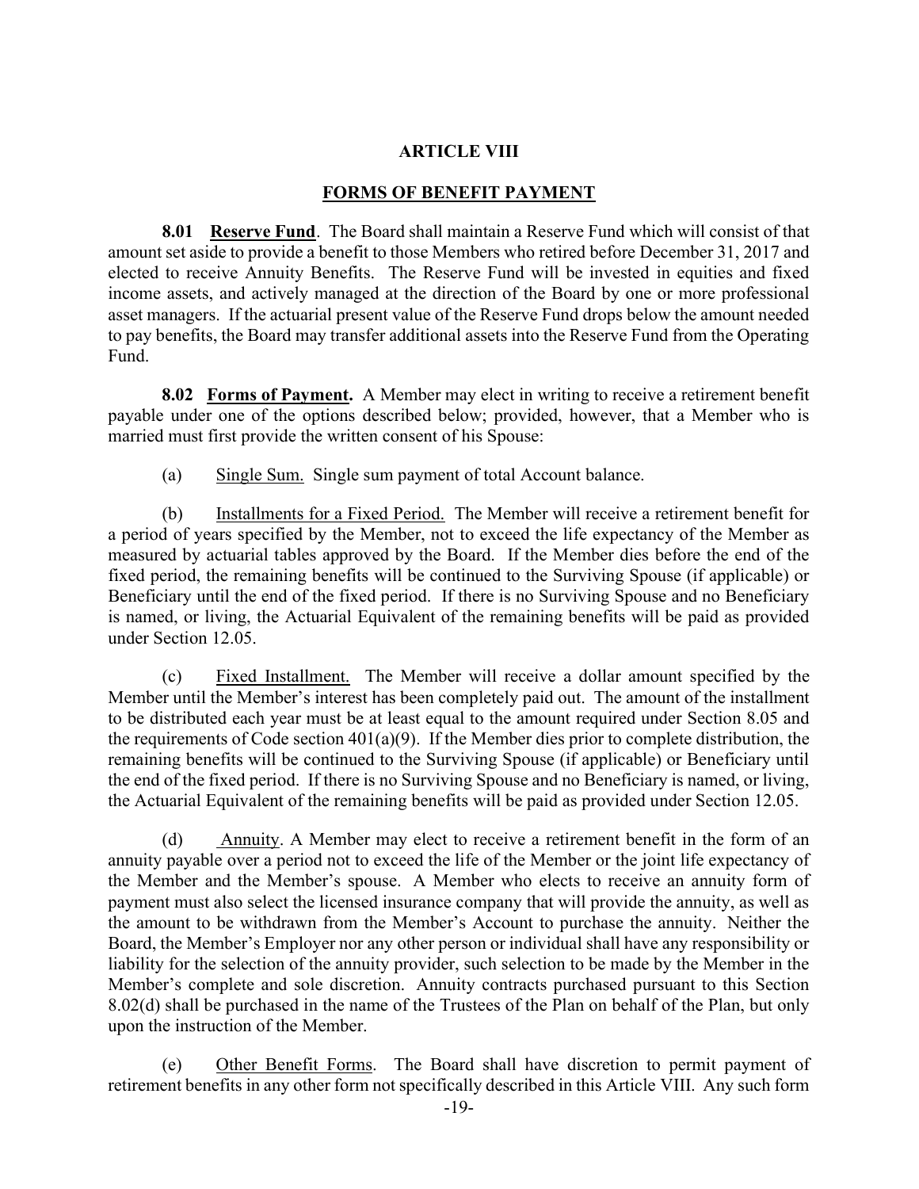# ARTICLE VIII

## FORMS OF BENEFIT PAYMENT

**8.01 Reserve Fund**. The Board shall maintain a Reserve Fund which will consist of that amount set aside to provide a benefit to those Members who retired before December 31, 2017 and elected to receive Annuity Benefits. The Reserve Fund will be invested in equities and fixed income assets, and actively managed at the direction of the Board by one or more professional asset managers. If the actuarial present value of the Reserve Fund drops below the amount needed to pay benefits, the Board may transfer additional assets into the Reserve Fund from the Operating Fund.

**8.02 Forms of Payment.** A Member may elect in writing to receive a retirement benefit payable under one of the options described below; provided, however, that a Member who is married must first provide the written consent of his Spouse:

(a) Single Sum. Single sum payment of total Account balance.

(b) Installments for a Fixed Period. The Member will receive a retirement benefit for a period of years specified by the Member, not to exceed the life expectancy of the Member as measured by actuarial tables approved by the Board. If the Member dies before the end of the fixed period, the remaining benefits will be continued to the Surviving Spouse (if applicable) or Beneficiary until the end of the fixed period. If there is no Surviving Spouse and no Beneficiary is named, or living, the Actuarial Equivalent of the remaining benefits will be paid as provided under Section 12.05.

(c) Fixed Installment. The Member will receive a dollar amount specified by the Member until the Member's interest has been completely paid out. The amount of the installment to be distributed each year must be at least equal to the amount required under Section 8.05 and the requirements of Code section 401(a)(9). If the Member dies prior to complete distribution, the remaining benefits will be continued to the Surviving Spouse (if applicable) or Beneficiary until the end of the fixed period. If there is no Surviving Spouse and no Beneficiary is named, or living, the Actuarial Equivalent of the remaining benefits will be paid as provided under Section 12.05.

(d) Annuity. A Member may elect to receive a retirement benefit in the form of an annuity payable over a period not to exceed the life of the Member or the joint life expectancy of the Member and the Member's spouse. A Member who elects to receive an annuity form of payment must also select the licensed insurance company that will provide the annuity, as well as the amount to be withdrawn from the Member's Account to purchase the annuity. Neither the Board, the Member's Employer nor any other person or individual shall have any responsibility or liability for the selection of the annuity provider, such selection to be made by the Member in the Member's complete and sole discretion. Annuity contracts purchased pursuant to this Section 8.02(d) shall be purchased in the name of the Trustees of the Plan on behalf of the Plan, but only upon the instruction of the Member.

(e) Other Benefit Forms. The Board shall have discretion to permit payment of retirement benefits in any other form not specifically described in this Article VIII. Any such form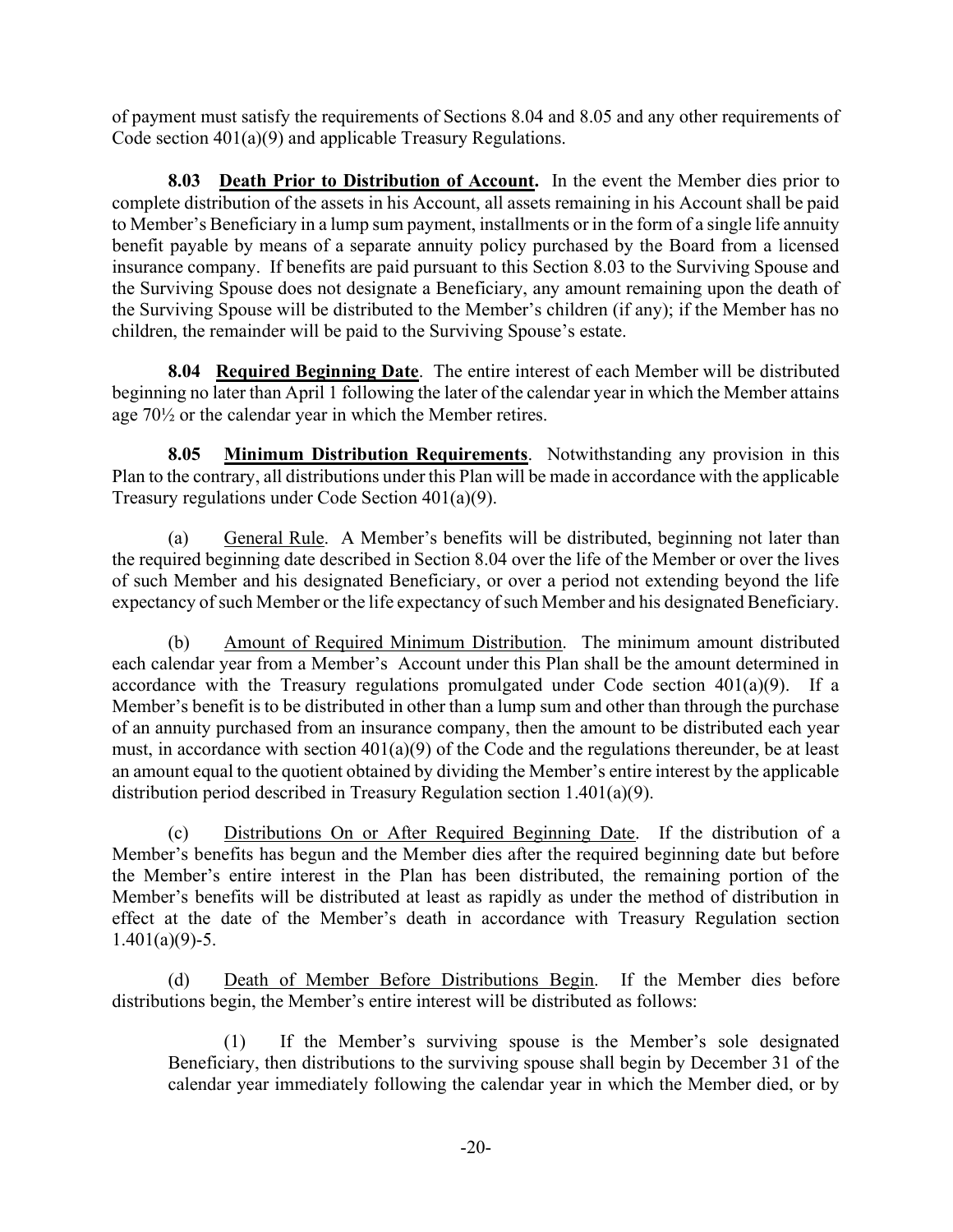of payment must satisfy the requirements of Sections 8.04 and 8.05 and any other requirements of Code section 401(a)(9) and applicable Treasury Regulations.

**8.03 <u>Death Prior to Distribution of Account</u>.** In the event the Member dies prior to complete distribution of the assets in his Account, all assets remaining in his Account shall be paid to Member's Beneficiary in a lump sum payment, installments or in the form of a single life annuity benefit payable by means of a separate annuity policy purchased by the Board from a licensed insurance company. If benefits are paid pursuant to this Section 8.03 to the Surviving Spouse and the Surviving Spouse does not designate a Beneficiary, any amount remaining upon the death of the Surviving Spouse will be distributed to the Member's children (if any); if the Member has no children, the remainder will be paid to the Surviving Spouse's estate.

**8.04 <u>Required Beginning Date</u>**. The entire interest of each Member will be distributed beginning no later than April 1 following the later of the calendar year in which the Member attains age 70½ or the calendar year in which the Member retires.

**8.05 <u>Minimum Distribution Requirements</u>**. Notwithstanding any provision in this Plan to the contrary, all distributions under this Plan will be made in accordance with the applicable Treasury regulations under Code Section 401(a)(9).

(a) <u>General Rule</u>. A Member's benefits will be distributed, beginning not later than the required beginning date described in Section 8.04 over the life of the Member or over the lives of such Member and his designated Beneficiary, or over a period not extending beyond the life expectancy of such Member or the life expectancy of such Member and his designated Beneficiary.

(b) <u>Amount of Required Minimum Distribution</u>. The minimum amount distributed each calendar year from a Member's Account under this Plan shall be the amount determined in accordance with the Treasury regulations promulgated under Code section 401(a)(9). If a Member's benefit is to be distributed in other than a lump sum and other than through the purchase of an annuity purchased from an insurance company, then the amount to be distributed each year must, in accordance with section 401(a)(9) of the Code and the regulations thereunder, be at least an amount equal to the quotient obtained by dividing the Member's entire interest by the applicable distribution period described in Treasury Regulation section 1.401(a)(9).

(c) <u>Distributions On or After Required Beginning Date</u>. If the distribution of a Member's benefits has begun and the Member dies after the required beginning date but before the Member's entire interest in the Plan has been distributed, the remaining portion of the Member's benefits will be distributed at least as rapidly as under the method of distribution in effect at the date of the Member's death in accordance with Treasury Regulation section 1.401(a)(9)-5.

(d) <u>Death of Member Before Distributions Begin</u>. If the Member dies before distributions begin, the Member's entire interest will be distributed as follows:

(1) If the Member's surviving spouse is the Member's sole designated Beneficiary, then distributions to the surviving spouse shall begin by December 31 of the calendar year immediately following the calendar year in which the Member died, or by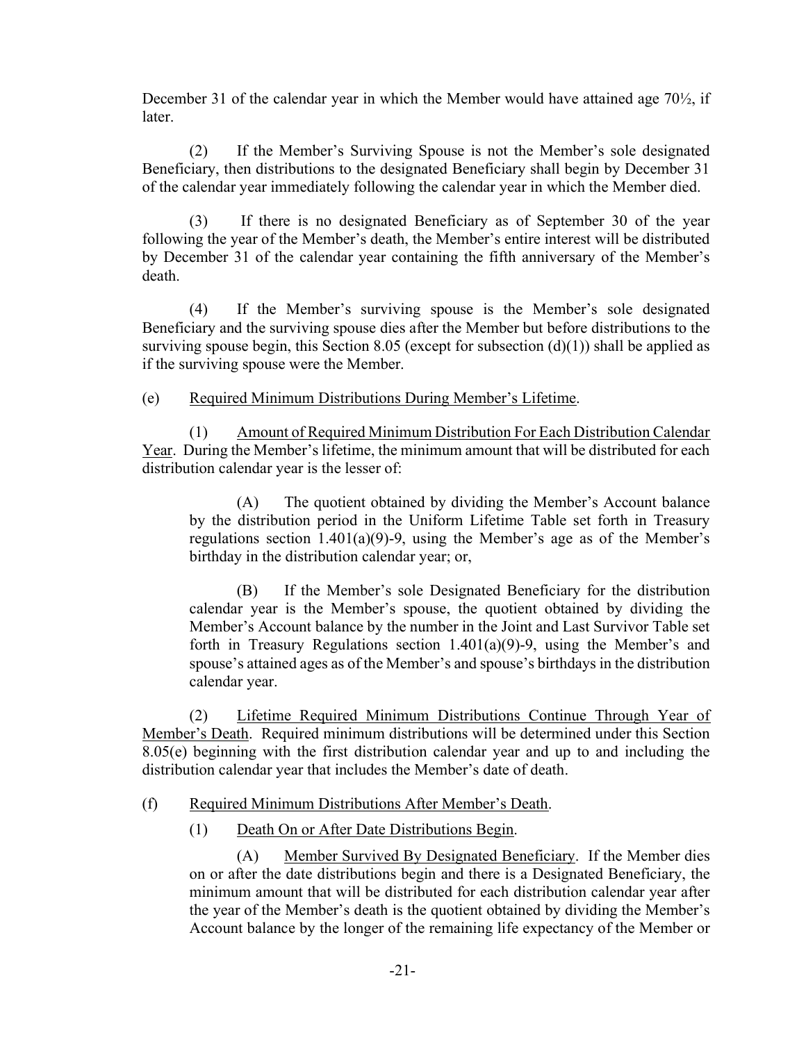December 31 of the calendar year in which the Member would have attained age 70½, if later.

(2) If the Member's Surviving Spouse is not the Member's sole designated Beneficiary, then distributions to the designated Beneficiary shall begin by December 31 of the calendar year immediately following the calendar year in which the Member died.

(3) If there is no designated Beneficiary as of September 30 of the year following the year of the Member's death, the Member's entire interest will be distributed by December 31 of the calendar year containing the fifth anniversary of the Member's death.

(4) If the Member's surviving spouse is the Member's sole designated Beneficiary and the surviving spouse dies after the Member but before distributions to the surviving spouse begin, this Section 8.05 (except for subsection (d)(1)) shall be applied as if the surviving spouse were the Member.

(e) Required Minimum Distributions During Member's Lifetime.

(1) Amount of Required Minimum Distribution For Each Distribution Calendar Year. During the Member's lifetime, the minimum amount that will be distributed for each distribution calendar year is the lesser of:

(A) The quotient obtained by dividing the Member's Account balance by the distribution period in the Uniform Lifetime Table set forth in Treasury regulations section 1.401(a)(9)-9, using the Member's age as of the Member's birthday in the distribution calendar year; or,

(B) If the Member's sole Designated Beneficiary for the distribution calendar year is the Member's spouse, the quotient obtained by dividing the Member's Account balance by the number in the Joint and Last Survivor Table set forth in Treasury Regulations section 1.401(a)(9)-9, using the Member's and spouse's attained ages as of the Member's and spouse's birthdays in the distribution calendar year.

(2) Lifetime Required Minimum Distributions Continue Through Year of Member's Death. Required minimum distributions will be determined under this Section 8.05(e) beginning with the first distribution calendar year and up to and including the distribution calendar year that includes the Member's date of death.

(f) Required Minimum Distributions After Member's Death.

(1) Death On or After Date Distributions Begin.

(A) Member Survived By Designated Beneficiary. If the Member dies on or after the date distributions begin and there is a Designated Beneficiary, the minimum amount that will be distributed for each distribution calendar year after the year of the Member's death is the quotient obtained by dividing the Member's Account balance by the longer of the remaining life expectancy of the Member or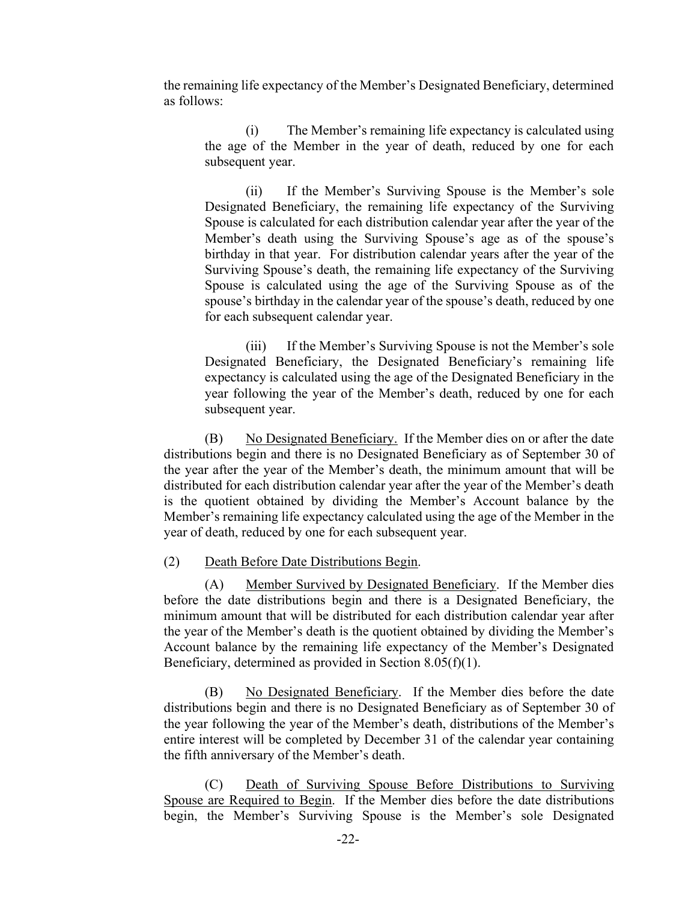the remaining life expectancy of the Member's Designated Beneficiary, determined as follows:

> (i) The Member's remaining life expectancy is calculated using the age of the Member in the year of death, reduced by one for each subsequent year.
>
> (ii) If the Member's Surviving Spouse is the Member's sole Designated Beneficiary, the remaining life expectancy of the Surviving Spouse is calculated for each distribution calendar year after the year of the Member's death using the Surviving Spouse's age as of the spouse's birthday in that year. For distribution calendar years after the year of the Surviving Spouse's death, the remaining life expectancy of the Surviving Spouse is calculated using the age of the Surviving Spouse as of the spouse's birthday in the calendar year of the spouse's death, reduced by one for each subsequent calendar year.
>
> (iii) If the Member's Surviving Spouse is not the Member's sole Designated Beneficiary, the Designated Beneficiary's remaining life expectancy is calculated using the age of the Designated Beneficiary in the year following the year of the Member's death, reduced by one for each subsequent year.

(B) <u>No Designated Beneficiary.</u> If the Member dies on or after the date distributions begin and there is no Designated Beneficiary as of September 30 of the year after the year of the Member's death, the minimum amount that will be distributed for each distribution calendar year after the year of the Member's death is the quotient obtained by dividing the Member's Account balance by the Member's remaining life expectancy calculated using the age of the Member in the year of death, reduced by one for each subsequent year.

(2) <u>Death Before Date Distributions Begin</u>.

(A) <u>Member Survived by Designated Beneficiary</u>. If the Member dies before the date distributions begin and there is a Designated Beneficiary, the minimum amount that will be distributed for each distribution calendar year after the year of the Member's death is the quotient obtained by dividing the Member's Account balance by the remaining life expectancy of the Member's Designated Beneficiary, determined as provided in Section 8.05(f)(1).

(B) <u>No Designated Beneficiary</u>. If the Member dies before the date distributions begin and there is no Designated Beneficiary as of September 30 of the year following the year of the Member's death, distributions of the Member's entire interest will be completed by December 31 of the calendar year containing the fifth anniversary of the Member's death.

(C) <u>Death of Surviving Spouse Before Distributions to Surviving Spouse are Required to Begin</u>. If the Member dies before the date distributions begin, the Member's Surviving Spouse is the Member's sole Designated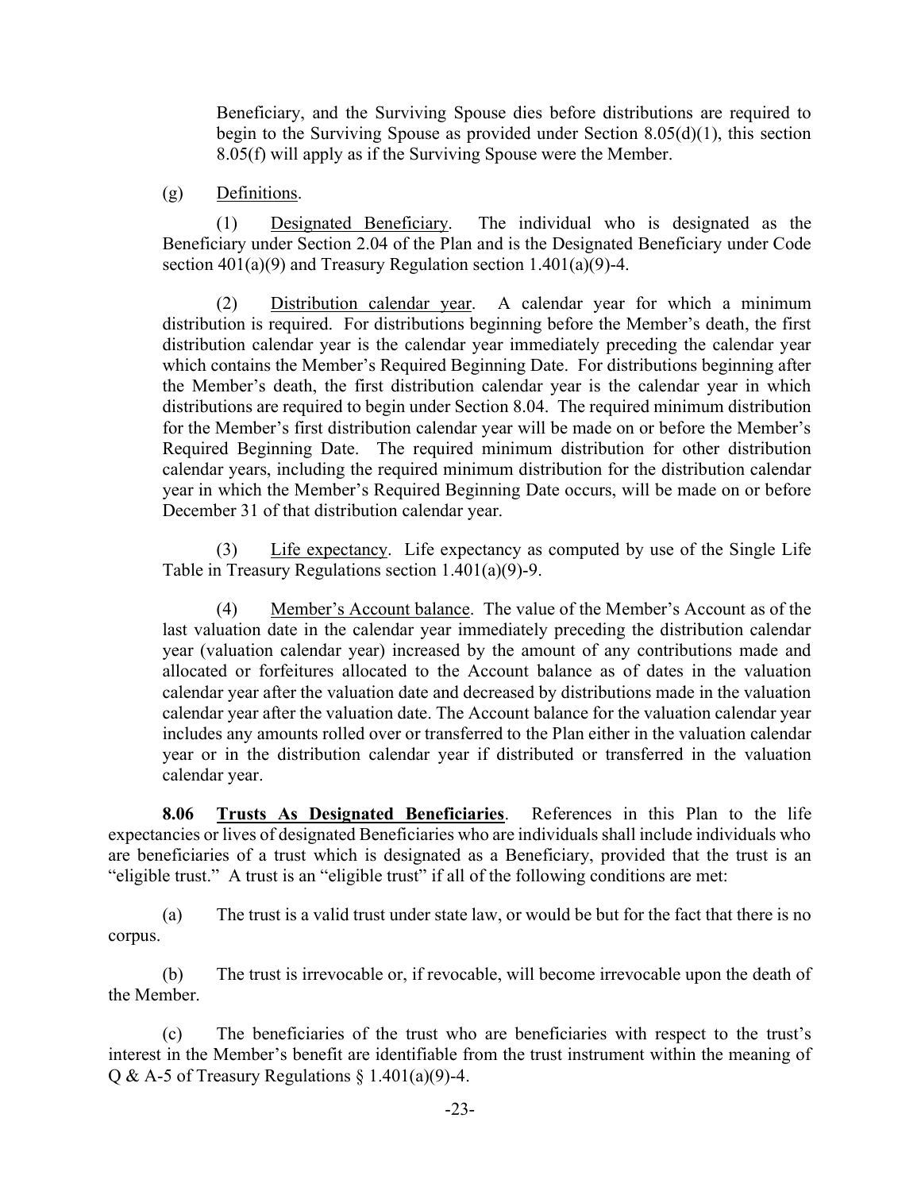Beneficiary, and the Surviving Spouse dies before distributions are required to begin to the Surviving Spouse as provided under Section 8.05(d)(1), this section 8.05(f) will apply as if the Surviving Spouse were the Member.

(g) Definitions.

(1) Designated Beneficiary. The individual who is designated as the Beneficiary under Section 2.04 of the Plan and is the Designated Beneficiary under Code section 401(a)(9) and Treasury Regulation section 1.401(a)(9)-4.

(2) Distribution calendar year. A calendar year for which a minimum distribution is required. For distributions beginning before the Member's death, the first distribution calendar year is the calendar year immediately preceding the calendar year which contains the Member's Required Beginning Date. For distributions beginning after the Member's death, the first distribution calendar year is the calendar year in which distributions are required to begin under Section 8.04. The required minimum distribution for the Member's first distribution calendar year will be made on or before the Member's Required Beginning Date. The required minimum distribution for other distribution calendar years, including the required minimum distribution for the distribution calendar year in which the Member's Required Beginning Date occurs, will be made on or before December 31 of that distribution calendar year.

(3) Life expectancy. Life expectancy as computed by use of the Single Life Table in Treasury Regulations section 1.401(a)(9)-9.

(4) Member's Account balance. The value of the Member's Account as of the last valuation date in the calendar year immediately preceding the distribution calendar year (valuation calendar year) increased by the amount of any contributions made and allocated or forfeitures allocated to the Account balance as of dates in the valuation calendar year after the valuation date and decreased by distributions made in the valuation calendar year after the valuation date. The Account balance for the valuation calendar year includes any amounts rolled over or transferred to the Plan either in the valuation calendar year or in the distribution calendar year if distributed or transferred in the valuation calendar year.

**8.06 Trusts As Designated Beneficiaries**. References in this Plan to the life expectancies or lives of designated Beneficiaries who are individuals shall include individuals who are beneficiaries of a trust which is designated as a Beneficiary, provided that the trust is an "eligible trust." A trust is an "eligible trust" if all of the following conditions are met:

(a) The trust is a valid trust under state law, or would be but for the fact that there is no corpus.

(b) The trust is irrevocable or, if revocable, will become irrevocable upon the death of the Member.

(c) The beneficiaries of the trust who are beneficiaries with respect to the trust's interest in the Member's benefit are identifiable from the trust instrument within the meaning of Q & A-5 of Treasury Regulations § 1.401(a)(9)-4.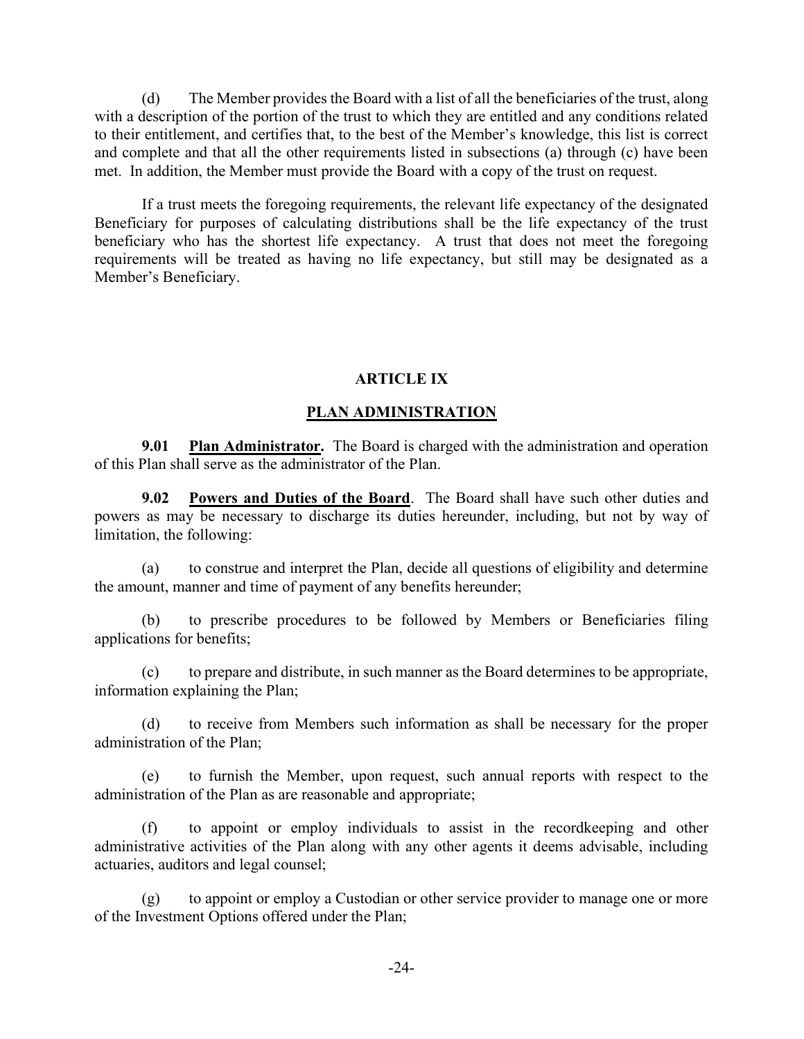(d) The Member provides the Board with a list of all the beneficiaries of the trust, along with a description of the portion of the trust to which they are entitled and any conditions related to their entitlement, and certifies that, to the best of the Member's knowledge, this list is correct and complete and that all the other requirements listed in subsections (a) through (c) have been met. In addition, the Member must provide the Board with a copy of the trust on request.

If a trust meets the foregoing requirements, the relevant life expectancy of the designated Beneficiary for purposes of calculating distributions shall be the life expectancy of the trust beneficiary who has the shortest life expectancy. A trust that does not meet the foregoing requirements will be treated as having no life expectancy, but still may be designated as a Member's Beneficiary.

## ARTICLE IX

## PLAN ADMINISTRATION

**9.01 Plan Administrator.** The Board is charged with the administration and operation of this Plan shall serve as the administrator of the Plan.

**9.02 Powers and Duties of the Board**. The Board shall have such other duties and powers as may be necessary to discharge its duties hereunder, including, but not by way of limitation, the following:

(a) to construe and interpret the Plan, decide all questions of eligibility and determine the amount, manner and time of payment of any benefits hereunder;

(b) to prescribe procedures to be followed by Members or Beneficiaries filing applications for benefits;

(c) to prepare and distribute, in such manner as the Board determines to be appropriate, information explaining the Plan;

(d) to receive from Members such information as shall be necessary for the proper administration of the Plan;

(e) to furnish the Member, upon request, such annual reports with respect to the administration of the Plan as are reasonable and appropriate;

(f) to appoint or employ individuals to assist in the recordkeeping and other administrative activities of the Plan along with any other agents it deems advisable, including actuaries, auditors and legal counsel;

(g) to appoint or employ a Custodian or other service provider to manage one or more of the Investment Options offered under the Plan;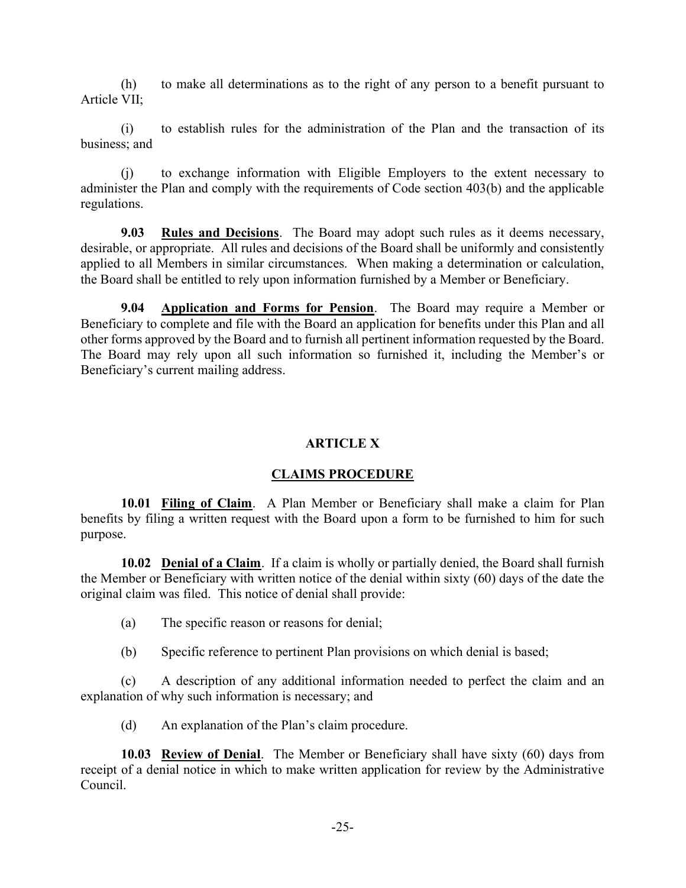(h) to make all determinations as to the right of any person to a benefit pursuant to Article VII;

(i) to establish rules for the administration of the Plan and the transaction of its business; and

(j) to exchange information with Eligible Employers to the extent necessary to administer the Plan and comply with the requirements of Code section 403(b) and the applicable regulations.

**9.03** **<u>Rules and Decisions</u>**. The Board may adopt such rules as it deems necessary, desirable, or appropriate. All rules and decisions of the Board shall be uniformly and consistently applied to all Members in similar circumstances. When making a determination or calculation, the Board shall be entitled to rely upon information furnished by a Member or Beneficiary.

**9.04** **<u>Application and Forms for Pension</u>**. The Board may require a Member or Beneficiary to complete and file with the Board an application for benefits under this Plan and all other forms approved by the Board and to furnish all pertinent information requested by the Board. The Board may rely upon all such information so furnished it, including the Member's or Beneficiary's current mailing address.

## ARTICLE X

## CLAIMS PROCEDURE

**10.01** **<u>Filing of Claim</u>**. A Plan Member or Beneficiary shall make a claim for Plan benefits by filing a written request with the Board upon a form to be furnished to him for such purpose.

**10.02** **<u>Denial of a Claim</u>**. If a claim is wholly or partially denied, the Board shall furnish the Member or Beneficiary with written notice of the denial within sixty (60) days of the date the original claim was filed. This notice of denial shall provide:

(a) The specific reason or reasons for denial;

(b) Specific reference to pertinent Plan provisions on which denial is based;

(c) A description of any additional information needed to perfect the claim and an explanation of why such information is necessary; and

(d) An explanation of the Plan's claim procedure.

**10.03** **<u>Review of Denial</u>**. The Member or Beneficiary shall have sixty (60) days from receipt of a denial notice in which to make written application for review by the Administrative Council.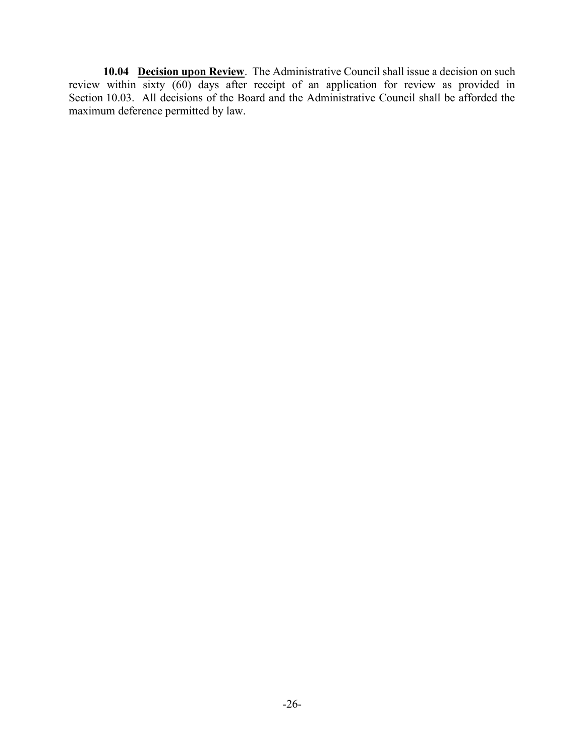**10.04 Decision upon Review**. The Administrative Council shall issue a decision on such review within sixty (60) days after receipt of an application for review as provided in Section 10.03. All decisions of the Board and the Administrative Council shall be afforded the maximum deference permitted by law.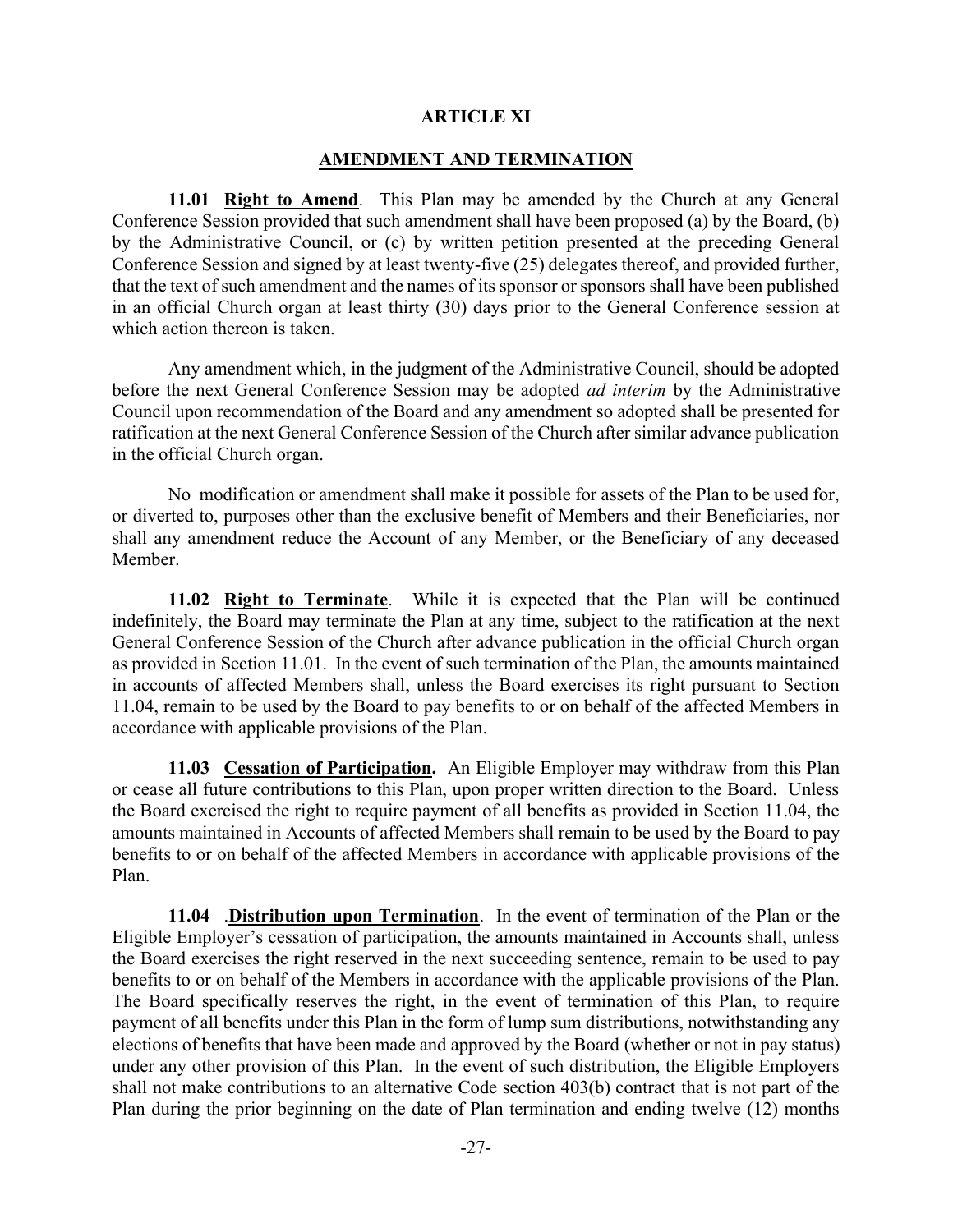# ARTICLE XI

## AMENDMENT AND TERMINATION

**11.01 Right to Amend**. This Plan may be amended by the Church at any General Conference Session provided that such amendment shall have been proposed (a) by the Board, (b) by the Administrative Council, or (c) by written petition presented at the preceding General Conference Session and signed by at least twenty-five (25) delegates thereof, and provided further, that the text of such amendment and the names of its sponsor or sponsors shall have been published in an official Church organ at least thirty (30) days prior to the General Conference session at which action thereon is taken.

Any amendment which, in the judgment of the Administrative Council, should be adopted before the next General Conference Session may be adopted *ad interim* by the Administrative Council upon recommendation of the Board and any amendment so adopted shall be presented for ratification at the next General Conference Session of the Church after similar advance publication in the official Church organ.

No modification or amendment shall make it possible for assets of the Plan to be used for, or diverted to, purposes other than the exclusive benefit of Members and their Beneficiaries, nor shall any amendment reduce the Account of any Member, or the Beneficiary of any deceased Member.

**11.02 Right to Terminate**. While it is expected that the Plan will be continued indefinitely, the Board may terminate the Plan at any time, subject to the ratification at the next General Conference Session of the Church after advance publication in the official Church organ as provided in Section 11.01. In the event of such termination of the Plan, the amounts maintained in accounts of affected Members shall, unless the Board exercises its right pursuant to Section 11.04, remain to be used by the Board to pay benefits to or on behalf of the affected Members in accordance with applicable provisions of the Plan.

**11.03 Cessation of Participation.** An Eligible Employer may withdraw from this Plan or cease all future contributions to this Plan, upon proper written direction to the Board. Unless the Board exercised the right to require payment of all benefits as provided in Section 11.04, the amounts maintained in Accounts of affected Members shall remain to be used by the Board to pay benefits to or on behalf of the affected Members in accordance with applicable provisions of the Plan.

**11.04 .Distribution upon Termination**. In the event of termination of the Plan or the Eligible Employer's cessation of participation, the amounts maintained in Accounts shall, unless the Board exercises the right reserved in the next succeeding sentence, remain to be used to pay benefits to or on behalf of the Members in accordance with the applicable provisions of the Plan. The Board specifically reserves the right, in the event of termination of this Plan, to require payment of all benefits under this Plan in the form of lump sum distributions, notwithstanding any elections of benefits that have been made and approved by the Board (whether or not in pay status) under any other provision of this Plan. In the event of such distribution, the Eligible Employers shall not make contributions to an alternative Code section 403(b) contract that is not part of the Plan during the prior beginning on the date of Plan termination and ending twelve (12) months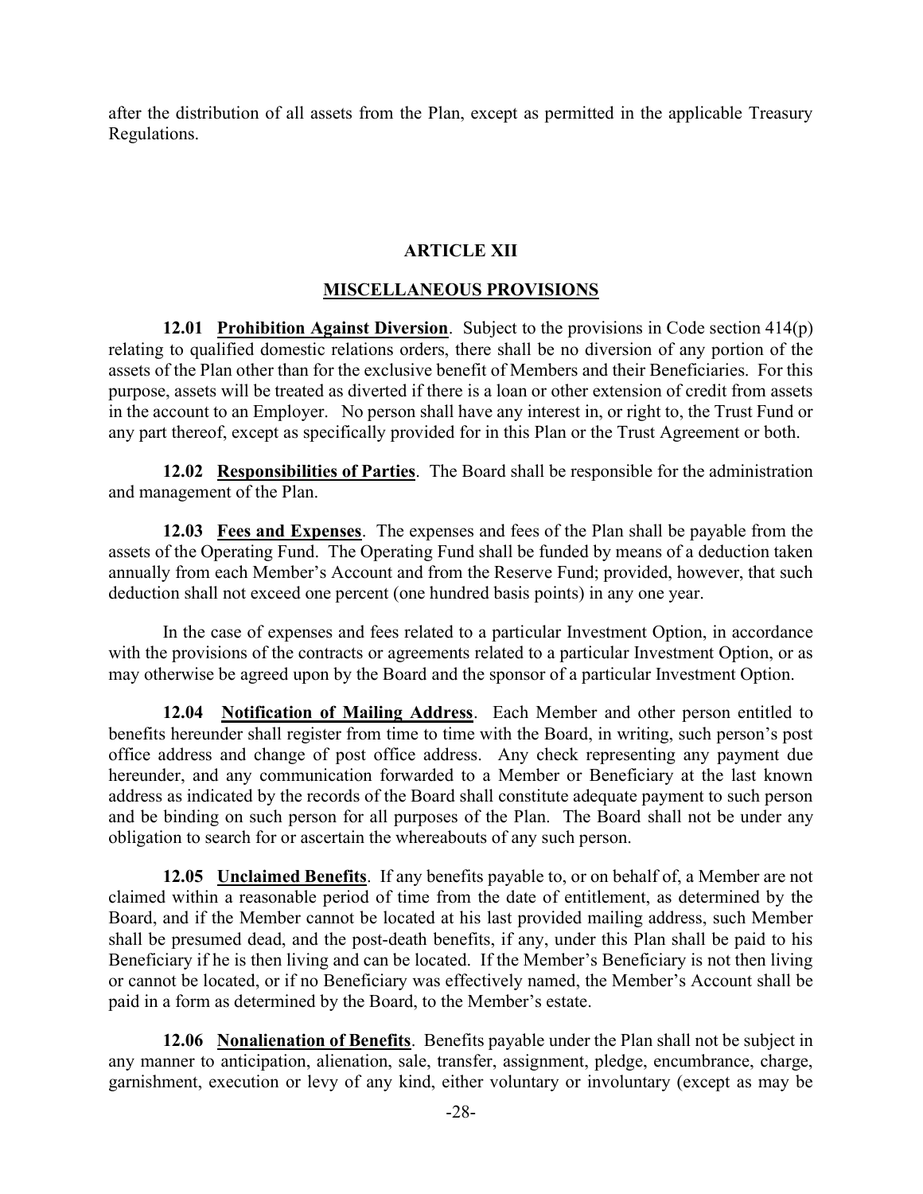after the distribution of all assets from the Plan, except as permitted in the applicable Treasury Regulations.

## ARTICLE XII

## MISCELLANEOUS PROVISIONS

**12.01 Prohibition Against Diversion**. Subject to the provisions in Code section 414(p) relating to qualified domestic relations orders, there shall be no diversion of any portion of the assets of the Plan other than for the exclusive benefit of Members and their Beneficiaries. For this purpose, assets will be treated as diverted if there is a loan or other extension of credit from assets in the account to an Employer. No person shall have any interest in, or right to, the Trust Fund or any part thereof, except as specifically provided for in this Plan or the Trust Agreement or both.

**12.02 Responsibilities of Parties**. The Board shall be responsible for the administration and management of the Plan.

**12.03 Fees and Expenses**. The expenses and fees of the Plan shall be payable from the assets of the Operating Fund. The Operating Fund shall be funded by means of a deduction taken annually from each Member's Account and from the Reserve Fund; provided, however, that such deduction shall not exceed one percent (one hundred basis points) in any one year.

In the case of expenses and fees related to a particular Investment Option, in accordance with the provisions of the contracts or agreements related to a particular Investment Option, or as may otherwise be agreed upon by the Board and the sponsor of a particular Investment Option.

**12.04 Notification of Mailing Address**. Each Member and other person entitled to benefits hereunder shall register from time to time with the Board, in writing, such person's post office address and change of post office address. Any check representing any payment due hereunder, and any communication forwarded to a Member or Beneficiary at the last known address as indicated by the records of the Board shall constitute adequate payment to such person and be binding on such person for all purposes of the Plan. The Board shall not be under any obligation to search for or ascertain the whereabouts of any such person.

**12.05 Unclaimed Benefits**. If any benefits payable to, or on behalf of, a Member are not claimed within a reasonable period of time from the date of entitlement, as determined by the Board, and if the Member cannot be located at his last provided mailing address, such Member shall be presumed dead, and the post-death benefits, if any, under this Plan shall be paid to his Beneficiary if he is then living and can be located. If the Member's Beneficiary is not then living or cannot be located, or if no Beneficiary was effectively named, the Member's Account shall be paid in a form as determined by the Board, to the Member's estate.

**12.06 Nonalienation of Benefits**. Benefits payable under the Plan shall not be subject in any manner to anticipation, alienation, sale, transfer, assignment, pledge, encumbrance, charge, garnishment, execution or levy of any kind, either voluntary or involuntary (except as may be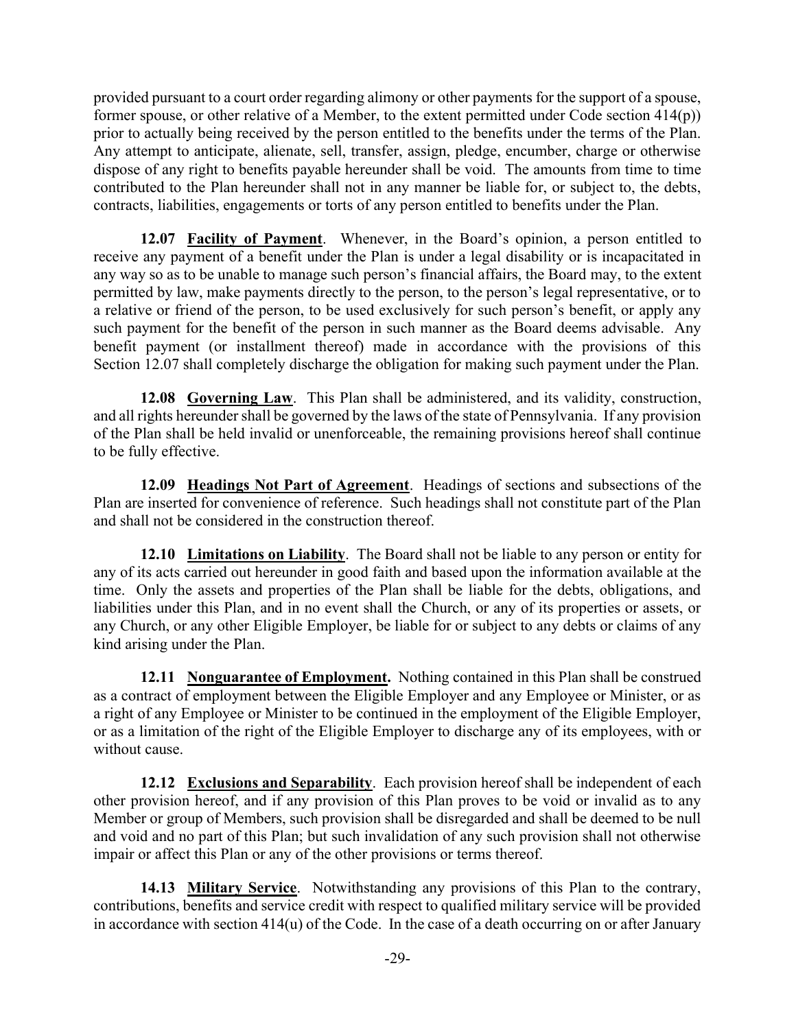provided pursuant to a court order regarding alimony or other payments for the support of a spouse, former spouse, or other relative of a Member, to the extent permitted under Code section 414(p)) prior to actually being received by the person entitled to the benefits under the terms of the Plan. Any attempt to anticipate, alienate, sell, transfer, assign, pledge, encumber, charge or otherwise dispose of any right to benefits payable hereunder shall be void. The amounts from time to time contributed to the Plan hereunder shall not in any manner be liable for, or subject to, the debts, contracts, liabilities, engagements or torts of any person entitled to benefits under the Plan.

**12.07 Facility of Payment**. Whenever, in the Board's opinion, a person entitled to receive any payment of a benefit under the Plan is under a legal disability or is incapacitated in any way so as to be unable to manage such person's financial affairs, the Board may, to the extent permitted by law, make payments directly to the person, to the person's legal representative, or to a relative or friend of the person, to be used exclusively for such person's benefit, or apply any such payment for the benefit of the person in such manner as the Board deems advisable. Any benefit payment (or installment thereof) made in accordance with the provisions of this Section 12.07 shall completely discharge the obligation for making such payment under the Plan.

**12.08 Governing Law**. This Plan shall be administered, and its validity, construction, and all rights hereunder shall be governed by the laws of the state of Pennsylvania. If any provision of the Plan shall be held invalid or unenforceable, the remaining provisions hereof shall continue to be fully effective.

**12.09 Headings Not Part of Agreement**. Headings of sections and subsections of the Plan are inserted for convenience of reference. Such headings shall not constitute part of the Plan and shall not be considered in the construction thereof.

**12.10 Limitations on Liability**. The Board shall not be liable to any person or entity for any of its acts carried out hereunder in good faith and based upon the information available at the time. Only the assets and properties of the Plan shall be liable for the debts, obligations, and liabilities under this Plan, and in no event shall the Church, or any of its properties or assets, or any Church, or any other Eligible Employer, be liable for or subject to any debts or claims of any kind arising under the Plan.

**12.11 Nonguarantee of Employment.** Nothing contained in this Plan shall be construed as a contract of employment between the Eligible Employer and any Employee or Minister, or as a right of any Employee or Minister to be continued in the employment of the Eligible Employer, or as a limitation of the right of the Eligible Employer to discharge any of its employees, with or without cause.

**12.12 Exclusions and Separability**. Each provision hereof shall be independent of each other provision hereof, and if any provision of this Plan proves to be void or invalid as to any Member or group of Members, such provision shall be disregarded and shall be deemed to be null and void and no part of this Plan; but such invalidation of any such provision shall not otherwise impair or affect this Plan or any of the other provisions or terms thereof.

**14.13 Military Service**. Notwithstanding any provisions of this Plan to the contrary, contributions, benefits and service credit with respect to qualified military service will be provided in accordance with section 414(u) of the Code. In the case of a death occurring on or after January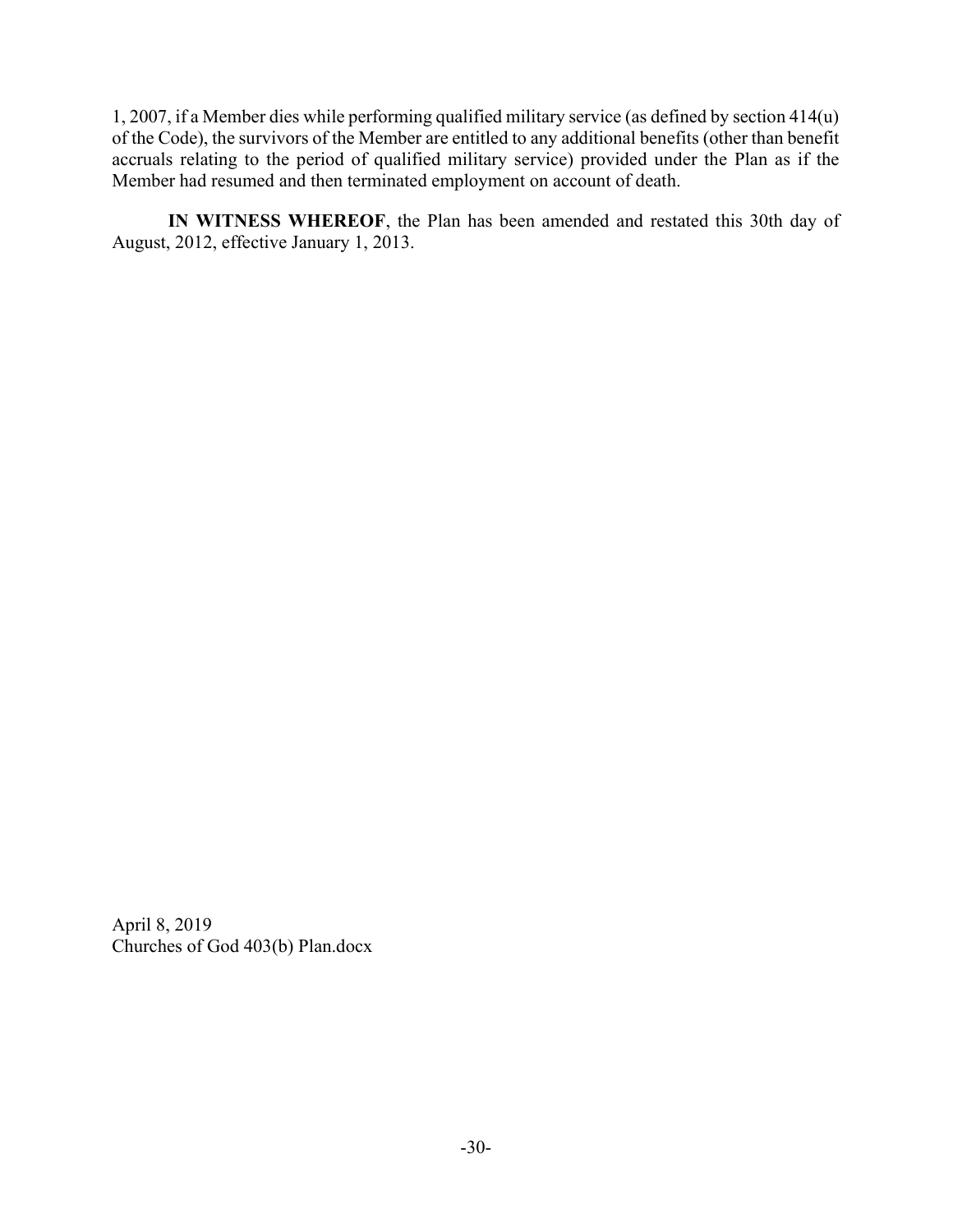1, 2007, if a Member dies while performing qualified military service (as defined by section 414(u) of the Code), the survivors of the Member are entitled to any additional benefits (other than benefit accruals relating to the period of qualified military service) provided under the Plan as if the Member had resumed and then terminated employment on account of death.

**IN WITNESS WHEREOF**, the Plan has been amended and restated this 30th day of August, 2012, effective January 1, 2013.

April 8, 2019
Churches of God 403(b) Plan.docx